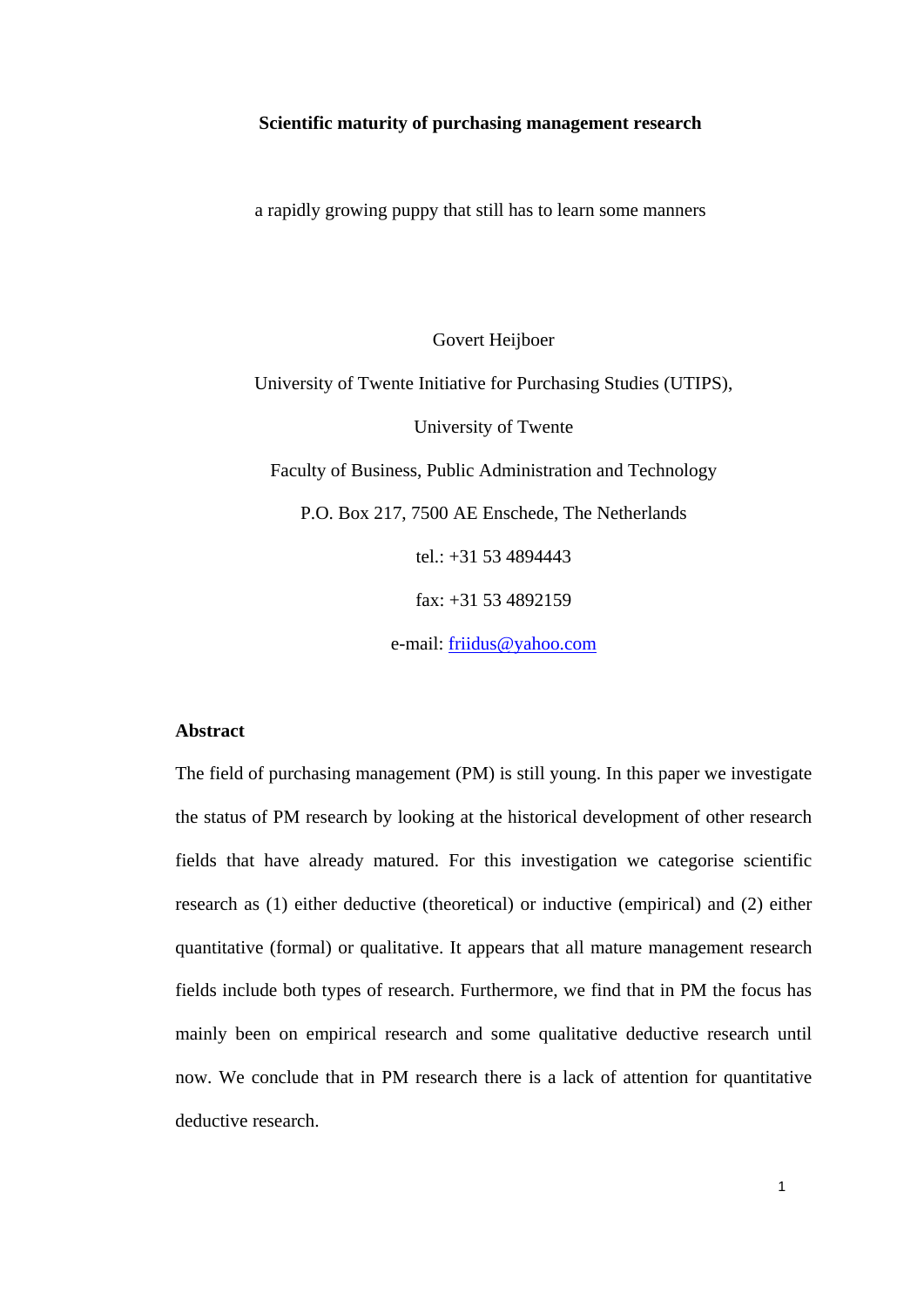# Scientific maturity of purchasing management research

a rapidly growing puppy that still has to learn some manners

Govert Heijboer

University of Twente Initiative for Purchasing Studies (UTIPS),

University of Twente

Faculty of Business, Public Administration and Technology

P.O. Box 217, 7500 AE Enschede, The Netherlands

tel.: +31 53 4894443

fax: +31 53 4892159

e-mail: friidus@yahoo.com

## Abstract

The field of purchasing management (PM) is still young. In this paper we investigate the status of PM research by looking at the historical development of other research fields that have already matured. For this investigation we categorise scientific research as (1) either deductive (theoretical) or inductive (empirical) and (2) either quantitative (formal) or qualitative. It appears that all mature management research fields include both types of research. Furthermore, we find that in PM the focus has mainly been on empirical research and some qualitative deductive research until now. We conclude that in PM research there is a lack of attention for quantitative deductive research.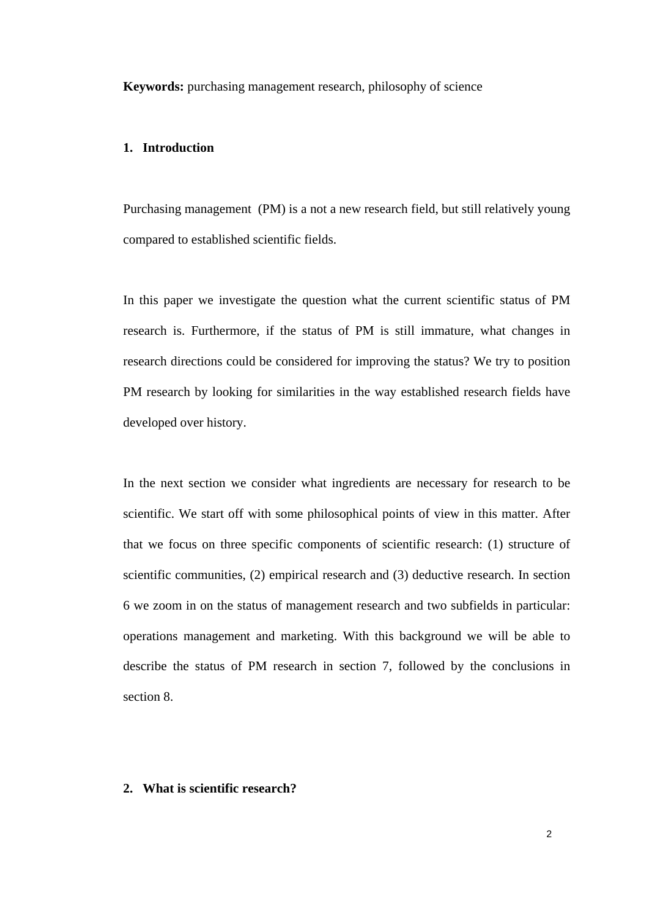**Keywords:** purchasing management research, philosophy of science

## 1. Introduction

Purchasing management (PM) is a not a new research field, but still relatively young compared to established scientific fields.

In this paper we investigate the question what the current scientific status of PM research is. Furthermore, if the status of PM is still immature, what changes in research directions could be considered for improving the status? We try to position PM research by looking for similarities in the way established research fields have developed over history.

In the next section we consider what ingredients are necessary for research to be scientific. We start off with some philosophical points of view in this matter. After that we focus on three specific components of scientific research: (1) structure of scientific communities, (2) empirical research and (3) deductive research. In section 6 we zoom in on the status of management research and two subfields in particular: operations management and marketing. With this background we will be able to describe the status of PM research in section 7, followed by the conclusions in section 8.

## 2. What is scientific research?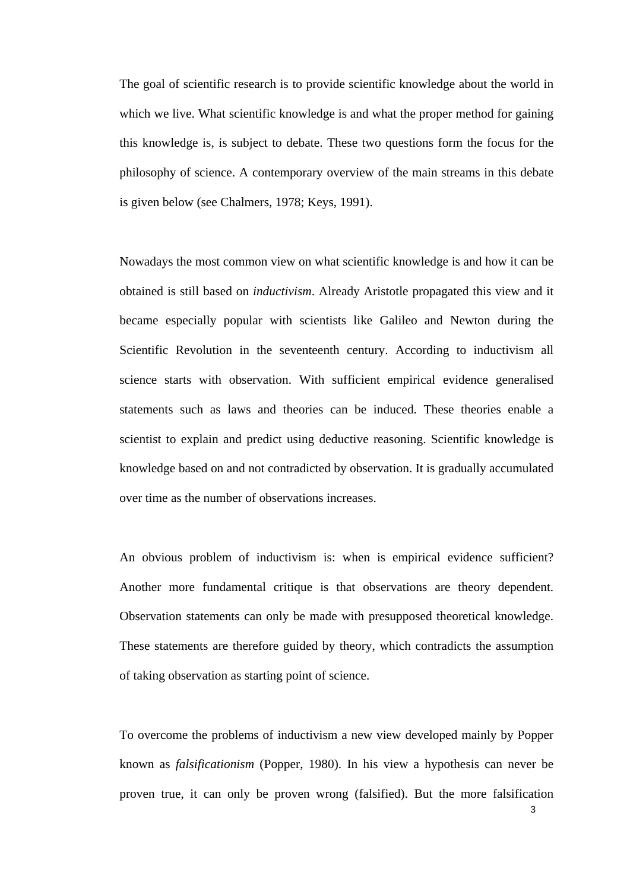The goal of scientific research is to provide scientific knowledge about the world in which we live. What scientific knowledge is and what the proper method for gaining this knowledge is, is subject to debate. These two questions form the focus for the philosophy of science. A contemporary overview of the main streams in this debate is given below (see Chalmers, 1978; Keys, 1991).

Nowadays the most common view on what scientific knowledge is and how it can be obtained is still based on *inductivism*. Already Aristotle propagated this view and it became especially popular with scientists like Galileo and Newton during the Scientific Revolution in the seventeenth century. According to inductivism all science starts with observation. With sufficient empirical evidence generalised statements such as laws and theories can be induced. These theories enable a scientist to explain and predict using deductive reasoning. Scientific knowledge is knowledge based on and not contradicted by observation. It is gradually accumulated over time as the number of observations increases.

An obvious problem of inductivism is: when is empirical evidence sufficient? Another more fundamental critique is that observations are theory dependent. Observation statements can only be made with presupposed theoretical knowledge. These statements are therefore guided by theory, which contradicts the assumption of taking observation as starting point of science.

To overcome the problems of inductivism a new view developed mainly by Popper known as *falsificationism* (Popper, 1980). In his view a hypothesis can never be proven true, it can only be proven wrong (falsified). But the more falsification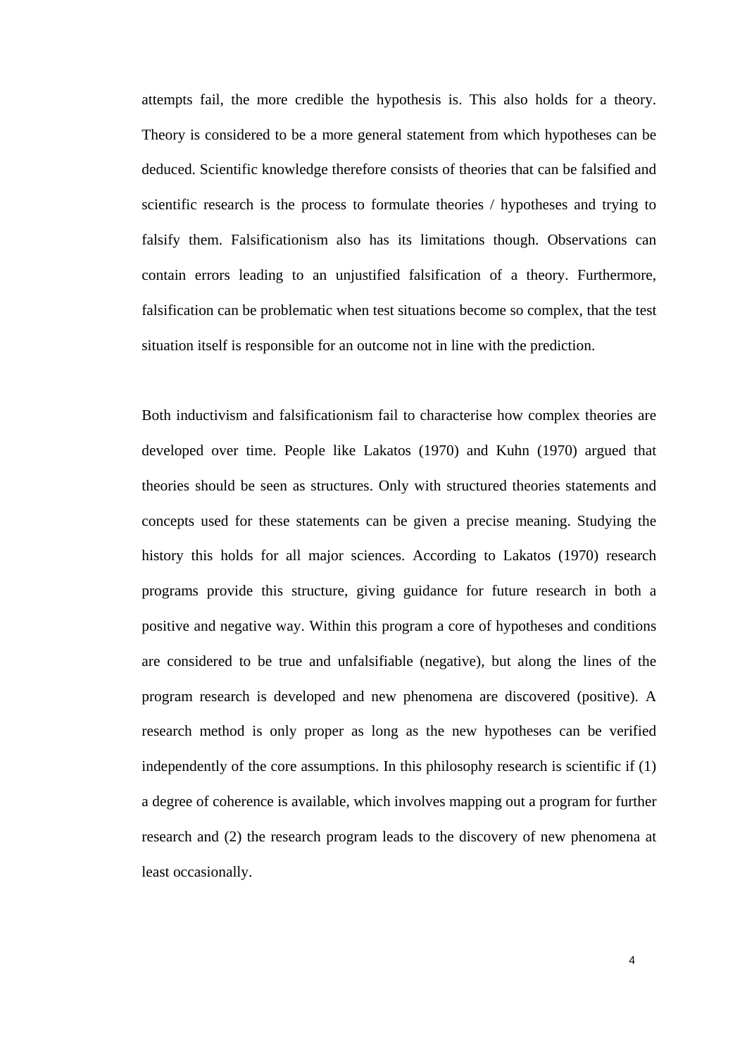attempts fail, the more credible the hypothesis is. This also holds for a theory. Theory is considered to be a more general statement from which hypotheses can be deduced. Scientific knowledge therefore consists of theories that can be falsified and scientific research is the process to formulate theories / hypotheses and trying to falsify them. Falsificationism also has its limitations though. Observations can contain errors leading to an unjustified falsification of a theory. Furthermore, falsification can be problematic when test situations become so complex, that the test situation itself is responsible for an outcome not in line with the prediction.

Both inductivism and falsificationism fail to characterise how complex theories are developed over time. People like Lakatos (1970) and Kuhn (1970) argued that theories should be seen as structures. Only with structured theories statements and concepts used for these statements can be given a precise meaning. Studying the history this holds for all major sciences. According to Lakatos (1970) research programs provide this structure, giving guidance for future research in both a positive and negative way. Within this program a core of hypotheses and conditions are considered to be true and unfalsifiable (negative), but along the lines of the program research is developed and new phenomena are discovered (positive). A research method is only proper as long as the new hypotheses can be verified independently of the core assumptions. In this philosophy research is scientific if (1) a degree of coherence is available, which involves mapping out a program for further research and (2) the research program leads to the discovery of new phenomena at least occasionally.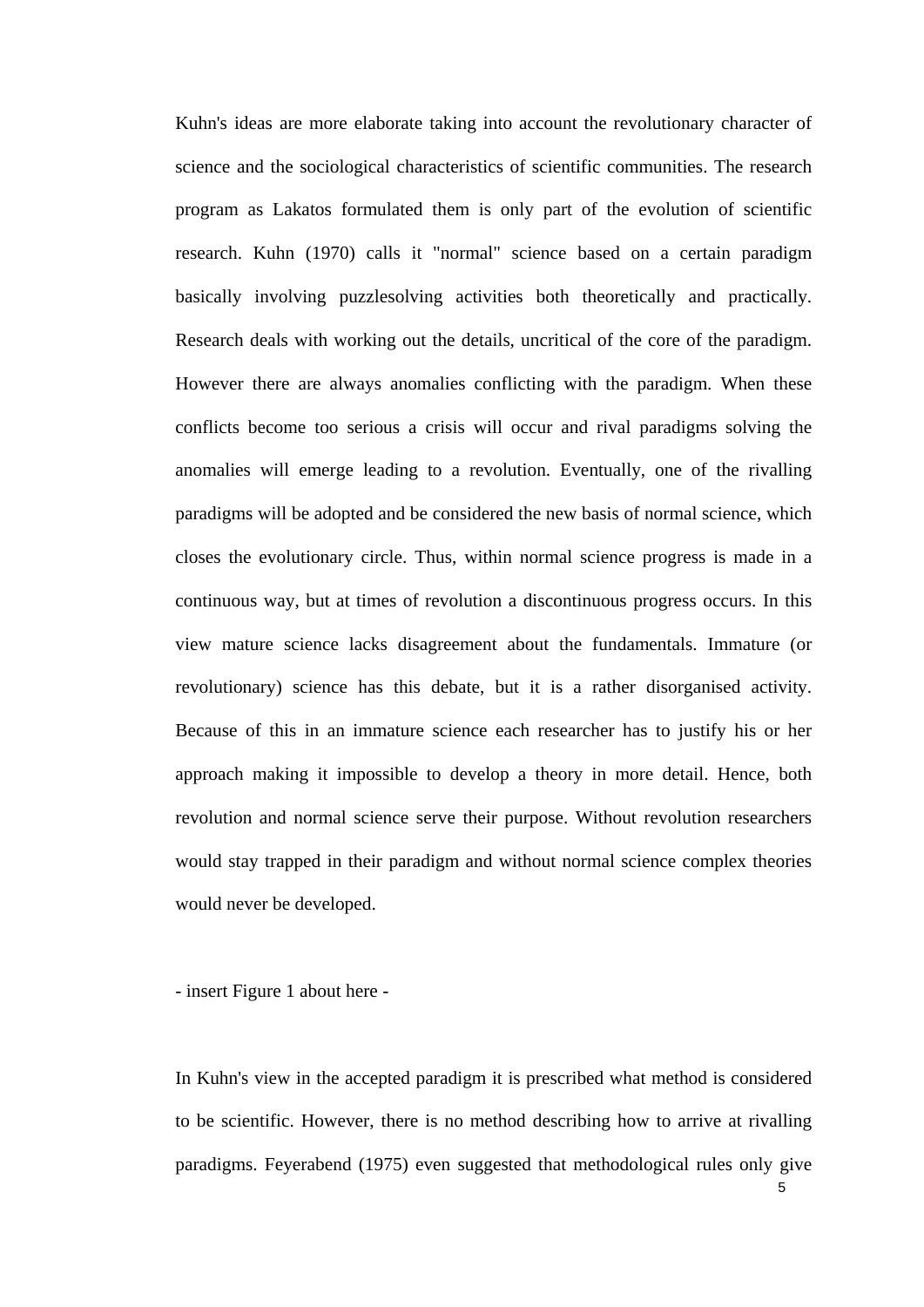Kuhn's ideas are more elaborate taking into account the revolutionary character of science and the sociological characteristics of scientific communities. The research program as Lakatos formulated them is only part of the evolution of scientific research. Kuhn (1970) calls it "normal" science based on a certain paradigm basically involving puzzlesolving activities both theoretically and practically. Research deals with working out the details, uncritical of the core of the paradigm. However there are always anomalies conflicting with the paradigm. When these conflicts become too serious a crisis will occur and rival paradigms solving the anomalies will emerge leading to a revolution. Eventually, one of the rivalling paradigms will be adopted and be considered the new basis of normal science, which closes the evolutionary circle. Thus, within normal science progress is made in a continuous way, but at times of revolution a discontinuous progress occurs. In this view mature science lacks disagreement about the fundamentals. Immature (or revolutionary) science has this debate, but it is a rather disorganised activity. Because of this in an immature science each researcher has to justify his or her approach making it impossible to develop a theory in more detail. Hence, both revolution and normal science serve their purpose. Without revolution researchers would stay trapped in their paradigm and without normal science complex theories would never be developed.

- insert Figure 1 about here -

In Kuhn's view in the accepted paradigm it is prescribed what method is considered to be scientific. However, there is no method describing how to arrive at rivalling paradigms. Feyerabend (1975) even suggested that methodological rules only give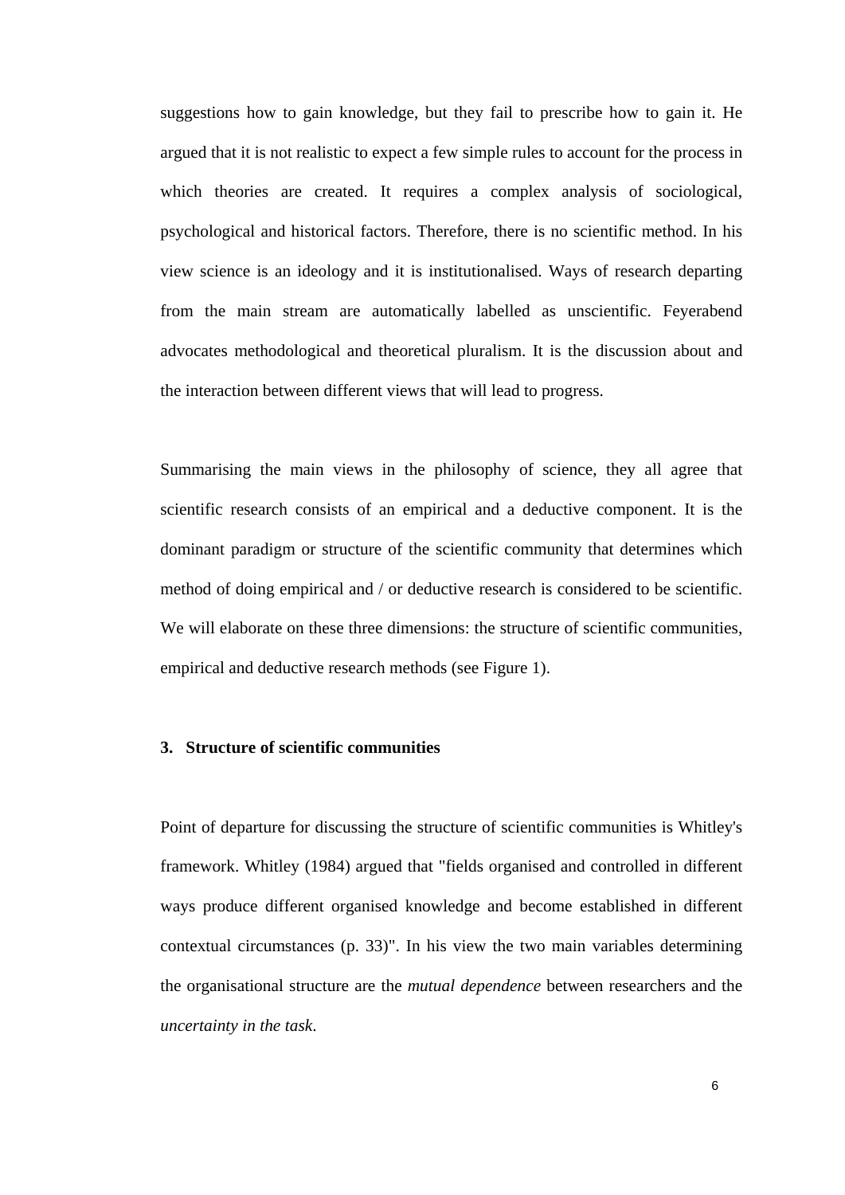suggestions how to gain knowledge, but they fail to prescribe how to gain it. He argued that it is not realistic to expect a few simple rules to account for the process in which theories are created. It requires a complex analysis of sociological, psychological and historical factors. Therefore, there is no scientific method. In his view science is an ideology and it is institutionalised. Ways of research departing from the main stream are automatically labelled as unscientific. Feyerabend advocates methodological and theoretical pluralism. It is the discussion about and the interaction between different views that will lead to progress.

Summarising the main views in the philosophy of science, they all agree that scientific research consists of an empirical and a deductive component. It is the dominant paradigm or structure of the scientific community that determines which method of doing empirical and / or deductive research is considered to be scientific. We will elaborate on these three dimensions: the structure of scientific communities, empirical and deductive research methods (see Figure 1).

## 3. Structure of scientific communities

Point of departure for discussing the structure of scientific communities is Whitley's framework. Whitley (1984) argued that "fields organised and controlled in different ways produce different organised knowledge and become established in different contextual circumstances (p. 33)". In his view the two main variables determining the organisational structure are the *mutual dependence* between researchers and the *uncertainty in the task*.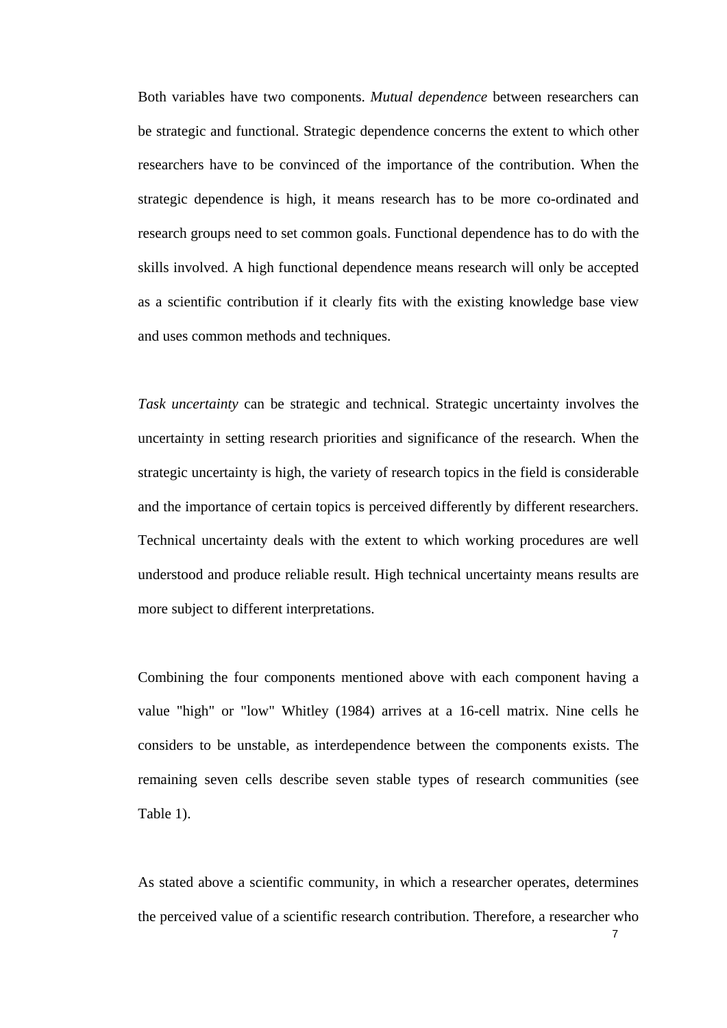Both variables have two components. *Mutual dependence* between researchers can be strategic and functional. Strategic dependence concerns the extent to which other researchers have to be convinced of the importance of the contribution. When the strategic dependence is high, it means research has to be more co-ordinated and research groups need to set common goals. Functional dependence has to do with the skills involved. A high functional dependence means research will only be accepted as a scientific contribution if it clearly fits with the existing knowledge base view and uses common methods and techniques.

*Task uncertainty* can be strategic and technical. Strategic uncertainty involves the uncertainty in setting research priorities and significance of the research. When the strategic uncertainty is high, the variety of research topics in the field is considerable and the importance of certain topics is perceived differently by different researchers. Technical uncertainty deals with the extent to which working procedures are well understood and produce reliable result. High technical uncertainty means results are more subject to different interpretations.

Combining the four components mentioned above with each component having a value "high" or "low" Whitley (1984) arrives at a 16-cell matrix. Nine cells he considers to be unstable, as interdependence between the components exists. The remaining seven cells describe seven stable types of research communities (see Table 1).

As stated above a scientific community, in which a researcher operates, determines the perceived value of a scientific research contribution. Therefore, a researcher who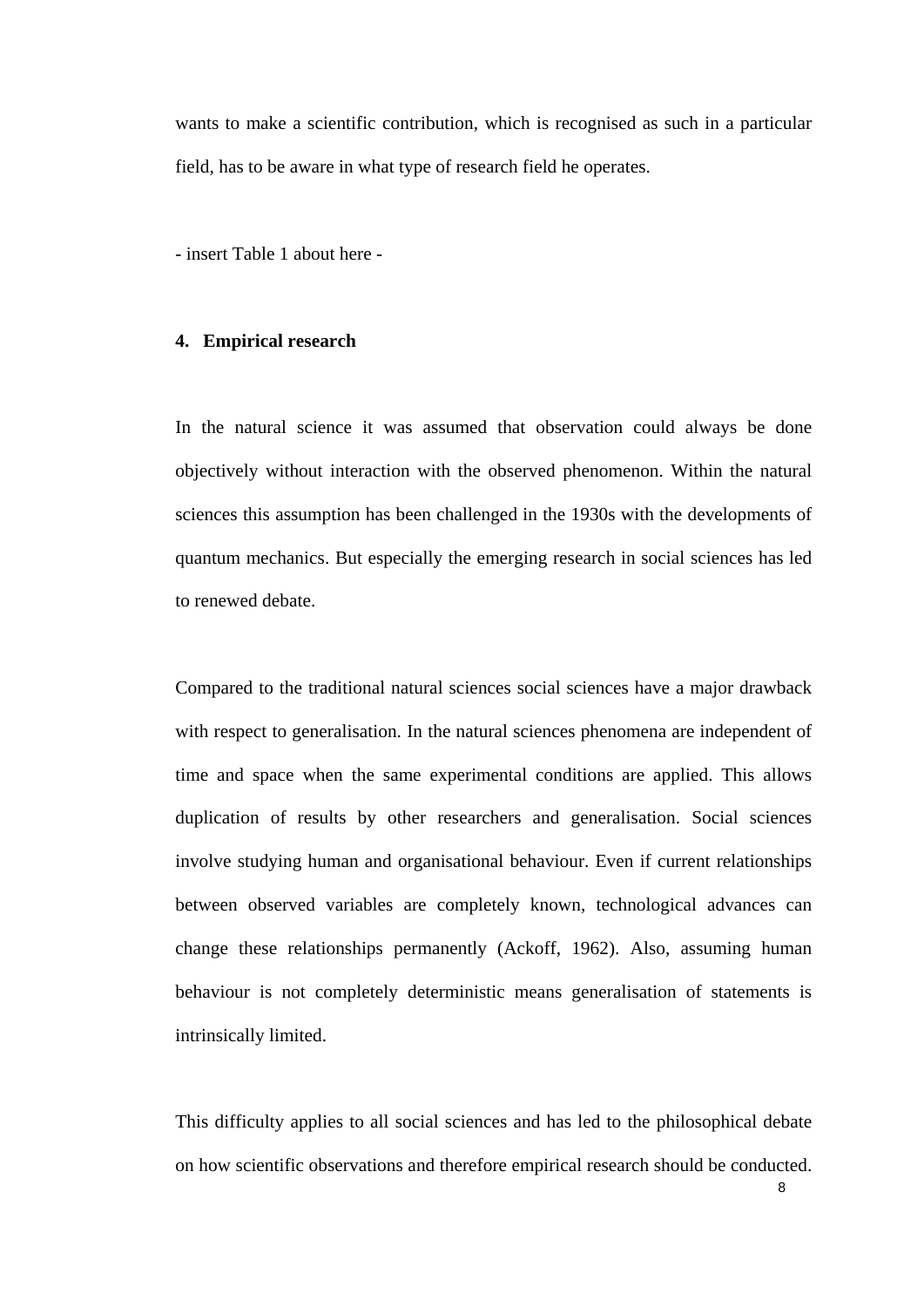wants to make a scientific contribution, which is recognised as such in a particular field, has to be aware in what type of research field he operates.

- insert Table 1 about here -

## 4. Empirical research

In the natural science it was assumed that observation could always be done objectively without interaction with the observed phenomenon. Within the natural sciences this assumption has been challenged in the 1930s with the developments of quantum mechanics. But especially the emerging research in social sciences has led to renewed debate.

Compared to the traditional natural sciences social sciences have a major drawback with respect to generalisation. In the natural sciences phenomena are independent of time and space when the same experimental conditions are applied. This allows duplication of results by other researchers and generalisation. Social sciences involve studying human and organisational behaviour. Even if current relationships between observed variables are completely known, technological advances can change these relationships permanently (Ackoff, 1962). Also, assuming human behaviour is not completely deterministic means generalisation of statements is intrinsically limited.

This difficulty applies to all social sciences and has led to the philosophical debate on how scientific observations and therefore empirical research should be conducted.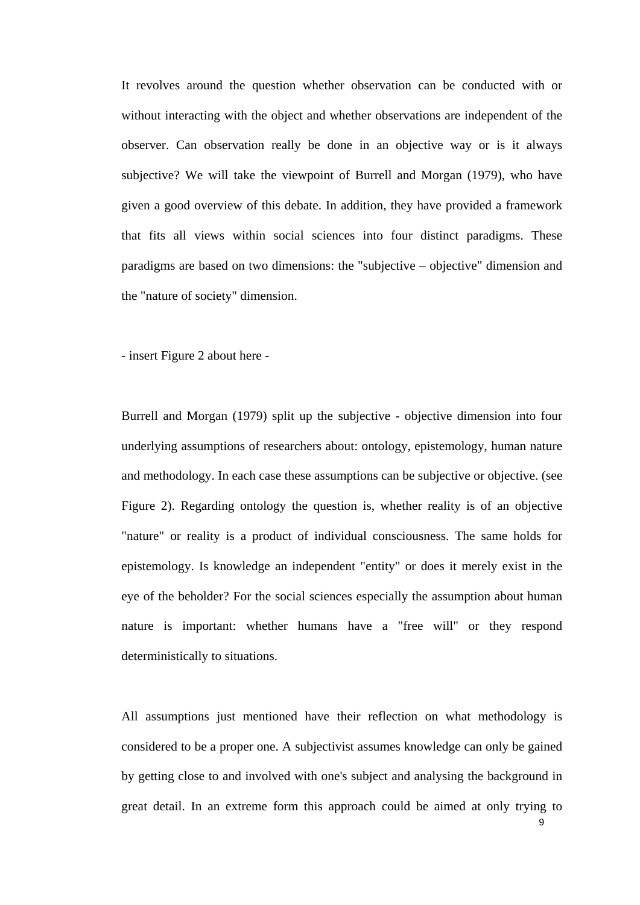It revolves around the question whether observation can be conducted with or without interacting with the object and whether observations are independent of the observer. Can observation really be done in an objective way or is it always subjective? We will take the viewpoint of Burrell and Morgan (1979), who have given a good overview of this debate. In addition, they have provided a framework that fits all views within social sciences into four distinct paradigms. These paradigms are based on two dimensions: the "subjective – objective" dimension and the "nature of society" dimension.

- insert Figure 2 about here -

Burrell and Morgan (1979) split up the subjective - objective dimension into four underlying assumptions of researchers about: ontology, epistemology, human nature and methodology. In each case these assumptions can be subjective or objective. (see Figure 2). Regarding ontology the question is, whether reality is of an objective "nature" or reality is a product of individual consciousness. The same holds for epistemology. Is knowledge an independent "entity" or does it merely exist in the eye of the beholder? For the social sciences especially the assumption about human nature is important: whether humans have a "free will" or they respond deterministically to situations.

All assumptions just mentioned have their reflection on what methodology is considered to be a proper one. A subjectivist assumes knowledge can only be gained by getting close to and involved with one's subject and analysing the background in great detail. In an extreme form this approach could be aimed at only trying to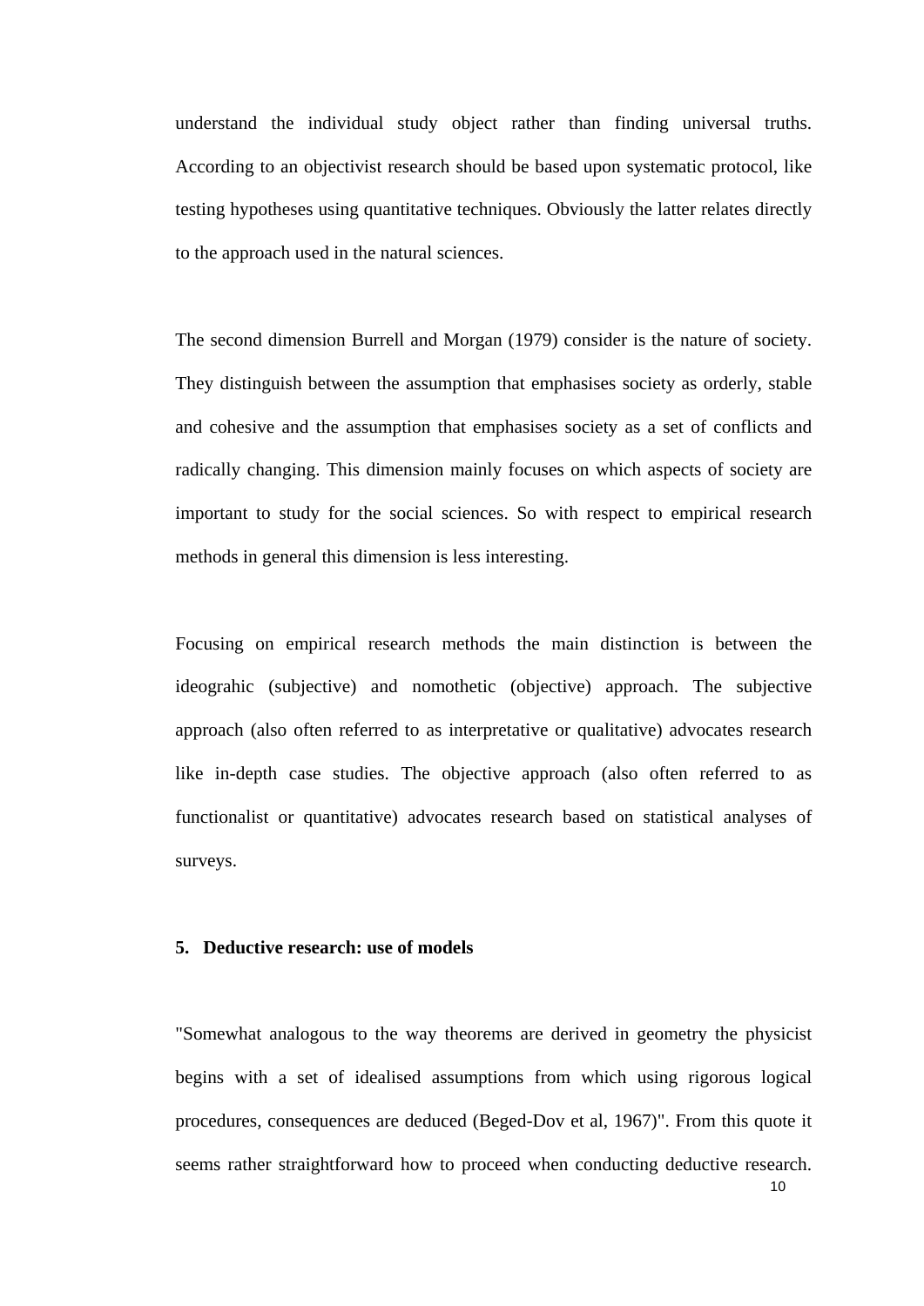understand the individual study object rather than finding universal truths. According to an objectivist research should be based upon systematic protocol, like testing hypotheses using quantitative techniques. Obviously the latter relates directly to the approach used in the natural sciences.

The second dimension Burrell and Morgan (1979) consider is the nature of society. They distinguish between the assumption that emphasises society as orderly, stable and cohesive and the assumption that emphasises society as a set of conflicts and radically changing. This dimension mainly focuses on which aspects of society are important to study for the social sciences. So with respect to empirical research methods in general this dimension is less interesting.

Focusing on empirical research methods the main distinction is between the ideograhic (subjective) and nomothetic (objective) approach. The subjective approach (also often referred to as interpretative or qualitative) advocates research like in-depth case studies. The objective approach (also often referred to as functionalist or quantitative) advocates research based on statistical analyses of surveys.

## 5. Deductive research: use of models

"Somewhat analogous to the way theorems are derived in geometry the physicist begins with a set of idealised assumptions from which using rigorous logical procedures, consequences are deduced (Beged-Dov et al, 1967)". From this quote it seems rather straightforward how to proceed when conducting deductive research.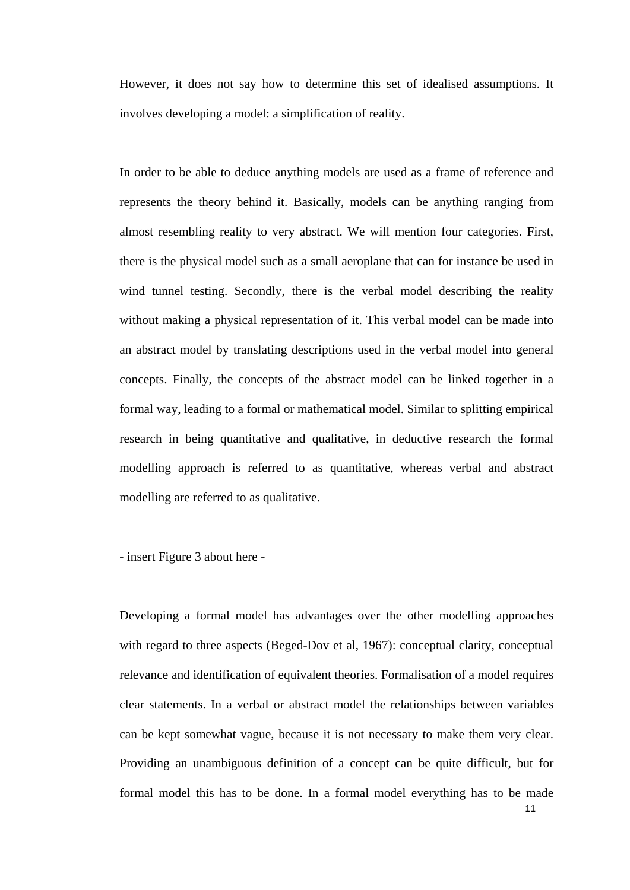However, it does not say how to determine this set of idealised assumptions. It involves developing a model: a simplification of reality.

In order to be able to deduce anything models are used as a frame of reference and represents the theory behind it. Basically, models can be anything ranging from almost resembling reality to very abstract. We will mention four categories. First, there is the physical model such as a small aeroplane that can for instance be used in wind tunnel testing. Secondly, there is the verbal model describing the reality without making a physical representation of it. This verbal model can be made into an abstract model by translating descriptions used in the verbal model into general concepts. Finally, the concepts of the abstract model can be linked together in a formal way, leading to a formal or mathematical model. Similar to splitting empirical research in being quantitative and qualitative, in deductive research the formal modelling approach is referred to as quantitative, whereas verbal and abstract modelling are referred to as qualitative.

- insert Figure 3 about here -

Developing a formal model has advantages over the other modelling approaches with regard to three aspects (Beged-Dov et al, 1967): conceptual clarity, conceptual relevance and identification of equivalent theories. Formalisation of a model requires clear statements. In a verbal or abstract model the relationships between variables can be kept somewhat vague, because it is not necessary to make them very clear. Providing an unambiguous definition of a concept can be quite difficult, but for formal model this has to be done. In a formal model everything has to be made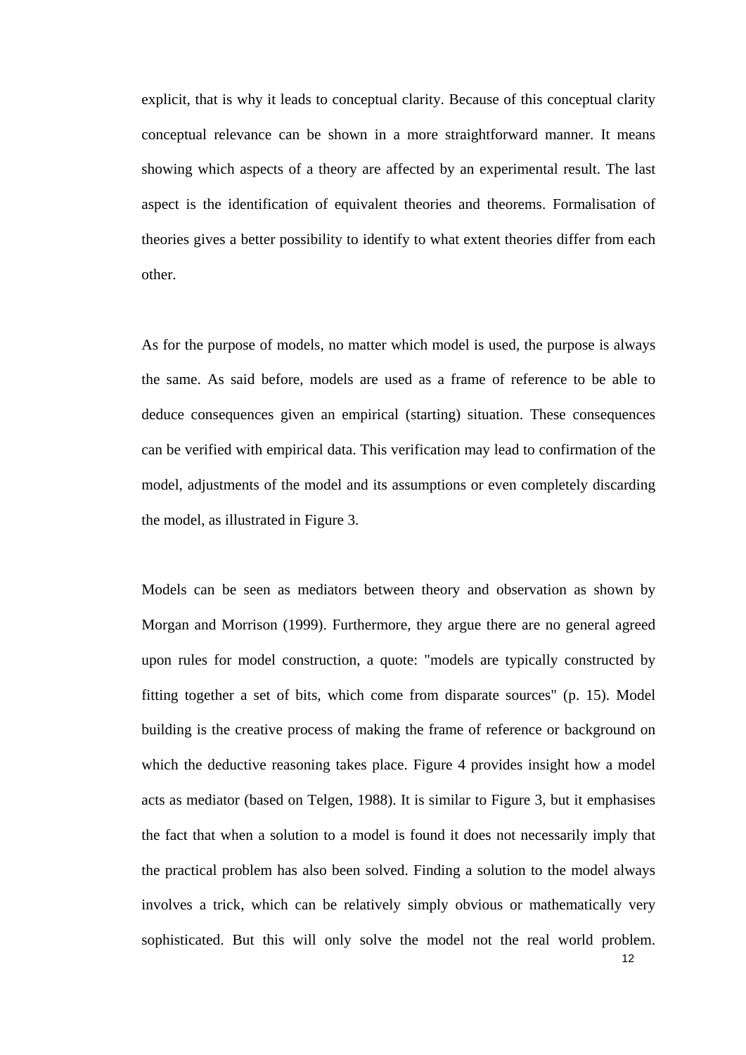explicit, that is why it leads to conceptual clarity. Because of this conceptual clarity conceptual relevance can be shown in a more straightforward manner. It means showing which aspects of a theory are affected by an experimental result. The last aspect is the identification of equivalent theories and theorems. Formalisation of theories gives a better possibility to identify to what extent theories differ from each other.

As for the purpose of models, no matter which model is used, the purpose is always the same. As said before, models are used as a frame of reference to be able to deduce consequences given an empirical (starting) situation. These consequences can be verified with empirical data. This verification may lead to confirmation of the model, adjustments of the model and its assumptions or even completely discarding the model, as illustrated in Figure 3.

Models can be seen as mediators between theory and observation as shown by Morgan and Morrison (1999). Furthermore, they argue there are no general agreed upon rules for model construction, a quote: "models are typically constructed by fitting together a set of bits, which come from disparate sources" (p. 15). Model building is the creative process of making the frame of reference or background on which the deductive reasoning takes place. Figure 4 provides insight how a model acts as mediator (based on Telgen, 1988). It is similar to Figure 3, but it emphasises the fact that when a solution to a model is found it does not necessarily imply that the practical problem has also been solved. Finding a solution to the model always involves a trick, which can be relatively simply obvious or mathematically very sophisticated. But this will only solve the model not the real world problem.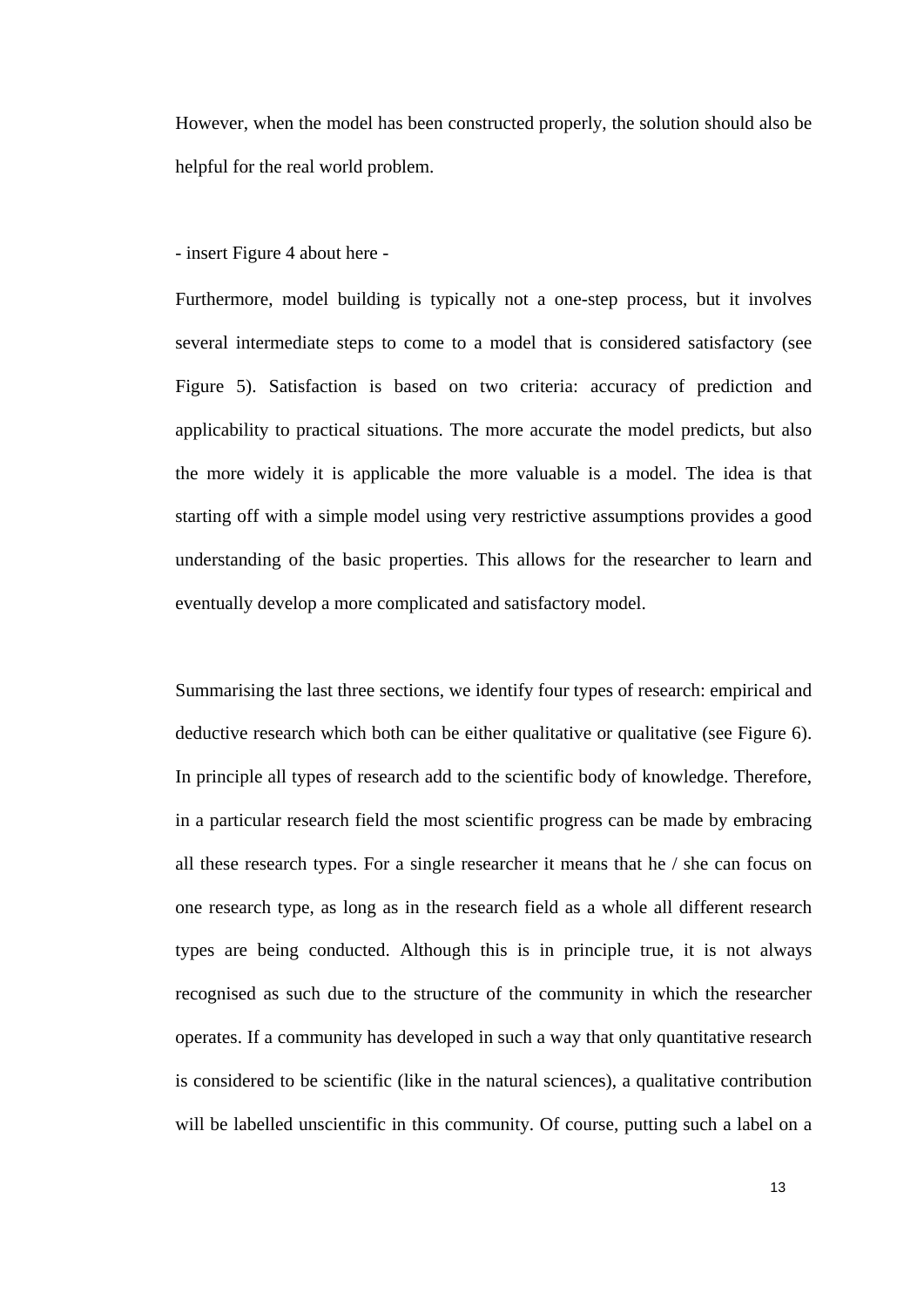However, when the model has been constructed properly, the solution should also be helpful for the real world problem.

- insert Figure 4 about here -

Furthermore, model building is typically not a one-step process, but it involves several intermediate steps to come to a model that is considered satisfactory (see Figure 5). Satisfaction is based on two criteria: accuracy of prediction and applicability to practical situations. The more accurate the model predicts, but also the more widely it is applicable the more valuable is a model. The idea is that starting off with a simple model using very restrictive assumptions provides a good understanding of the basic properties. This allows for the researcher to learn and eventually develop a more complicated and satisfactory model.

Summarising the last three sections, we identify four types of research: empirical and deductive research which both can be either qualitative or qualitative (see Figure 6). In principle all types of research add to the scientific body of knowledge. Therefore, in a particular research field the most scientific progress can be made by embracing all these research types. For a single researcher it means that he / she can focus on one research type, as long as in the research field as a whole all different research types are being conducted. Although this is in principle true, it is not always recognised as such due to the structure of the community in which the researcher operates. If a community has developed in such a way that only quantitative research is considered to be scientific (like in the natural sciences), a qualitative contribution will be labelled unscientific in this community. Of course, putting such a label on a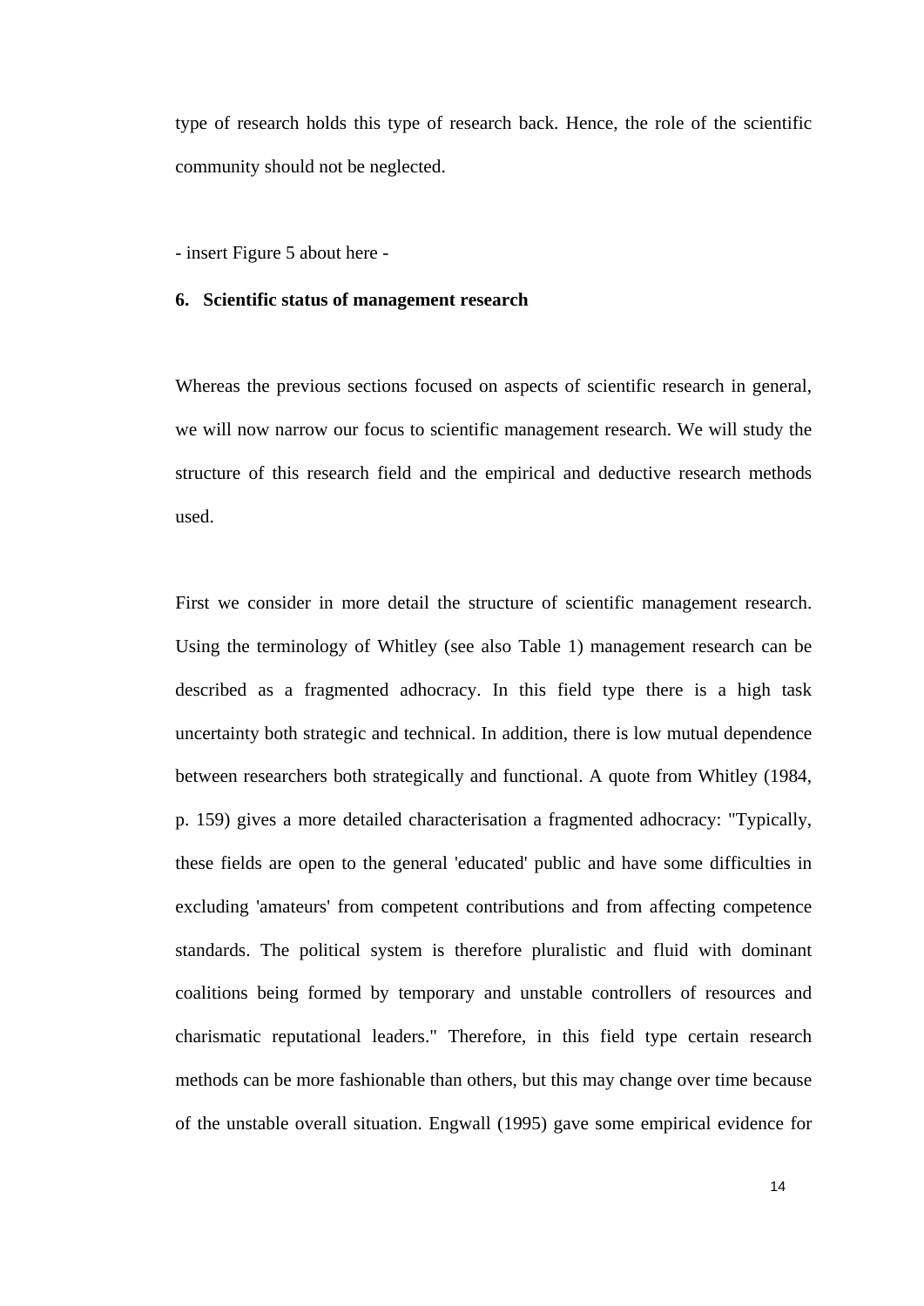type of research holds this type of research back. Hence, the role of the scientific community should not be neglected.

- insert Figure 5 about here -

## 6. Scientific status of management research

Whereas the previous sections focused on aspects of scientific research in general, we will now narrow our focus to scientific management research. We will study the structure of this research field and the empirical and deductive research methods used.

First we consider in more detail the structure of scientific management research. Using the terminology of Whitley (see also Table 1) management research can be described as a fragmented adhocracy. In this field type there is a high task uncertainty both strategic and technical. In addition, there is low mutual dependence between researchers both strategically and functional. A quote from Whitley (1984, p. 159) gives a more detailed characterisation a fragmented adhocracy: "Typically, these fields are open to the general 'educated' public and have some difficulties in excluding 'amateurs' from competent contributions and from affecting competence standards. The political system is therefore pluralistic and fluid with dominant coalitions being formed by temporary and unstable controllers of resources and charismatic reputational leaders." Therefore, in this field type certain research methods can be more fashionable than others, but this may change over time because of the unstable overall situation. Engwall (1995) gave some empirical evidence for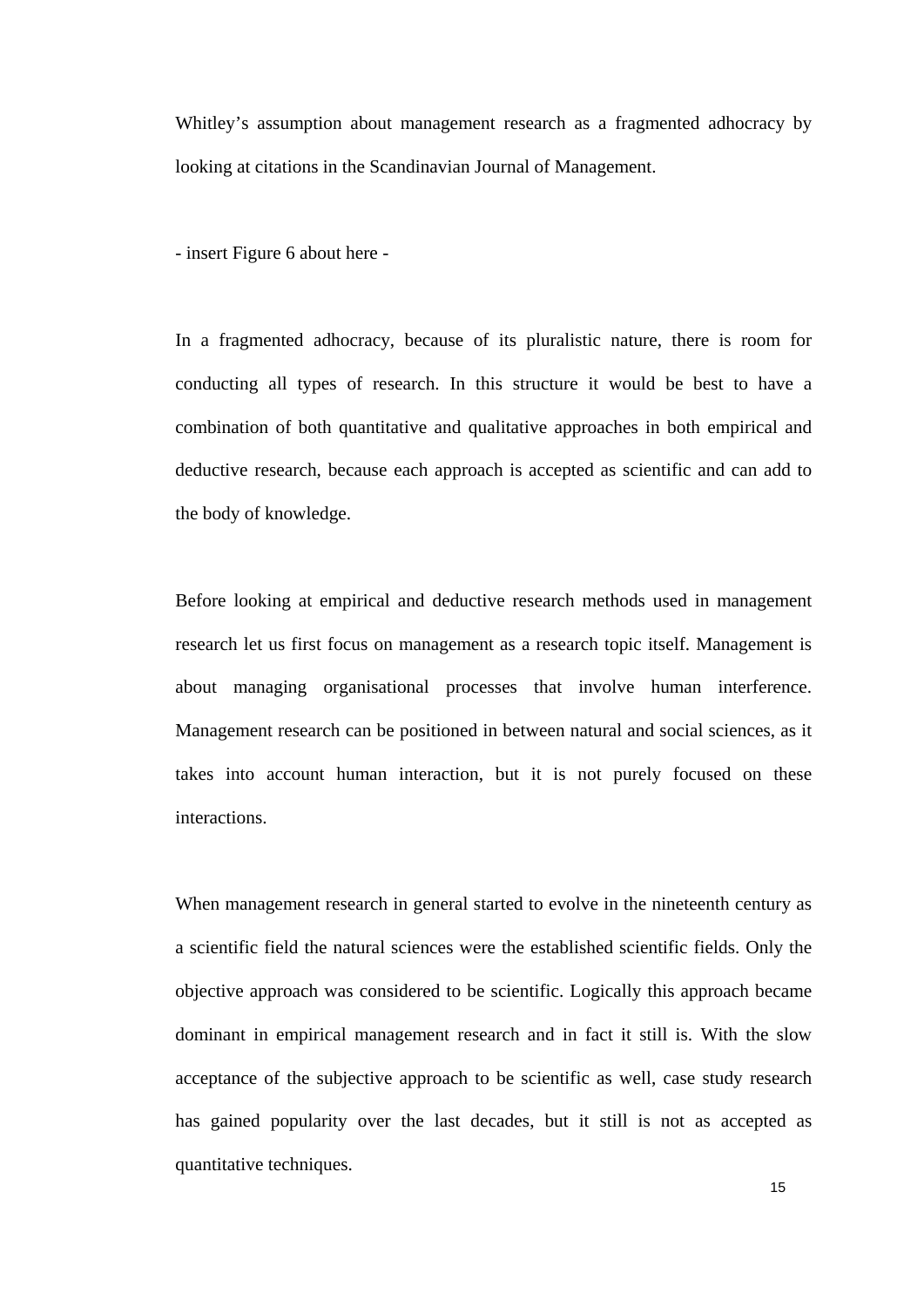Whitley's assumption about management research as a fragmented adhocracy by looking at citations in the Scandinavian Journal of Management.

- insert Figure 6 about here -

In a fragmented adhocracy, because of its pluralistic nature, there is room for conducting all types of research. In this structure it would be best to have a combination of both quantitative and qualitative approaches in both empirical and deductive research, because each approach is accepted as scientific and can add to the body of knowledge.

Before looking at empirical and deductive research methods used in management research let us first focus on management as a research topic itself. Management is about managing organisational processes that involve human interference. Management research can be positioned in between natural and social sciences, as it takes into account human interaction, but it is not purely focused on these interactions.

When management research in general started to evolve in the nineteenth century as a scientific field the natural sciences were the established scientific fields. Only the objective approach was considered to be scientific. Logically this approach became dominant in empirical management research and in fact it still is. With the slow acceptance of the subjective approach to be scientific as well, case study research has gained popularity over the last decades, but it still is not as accepted as quantitative techniques.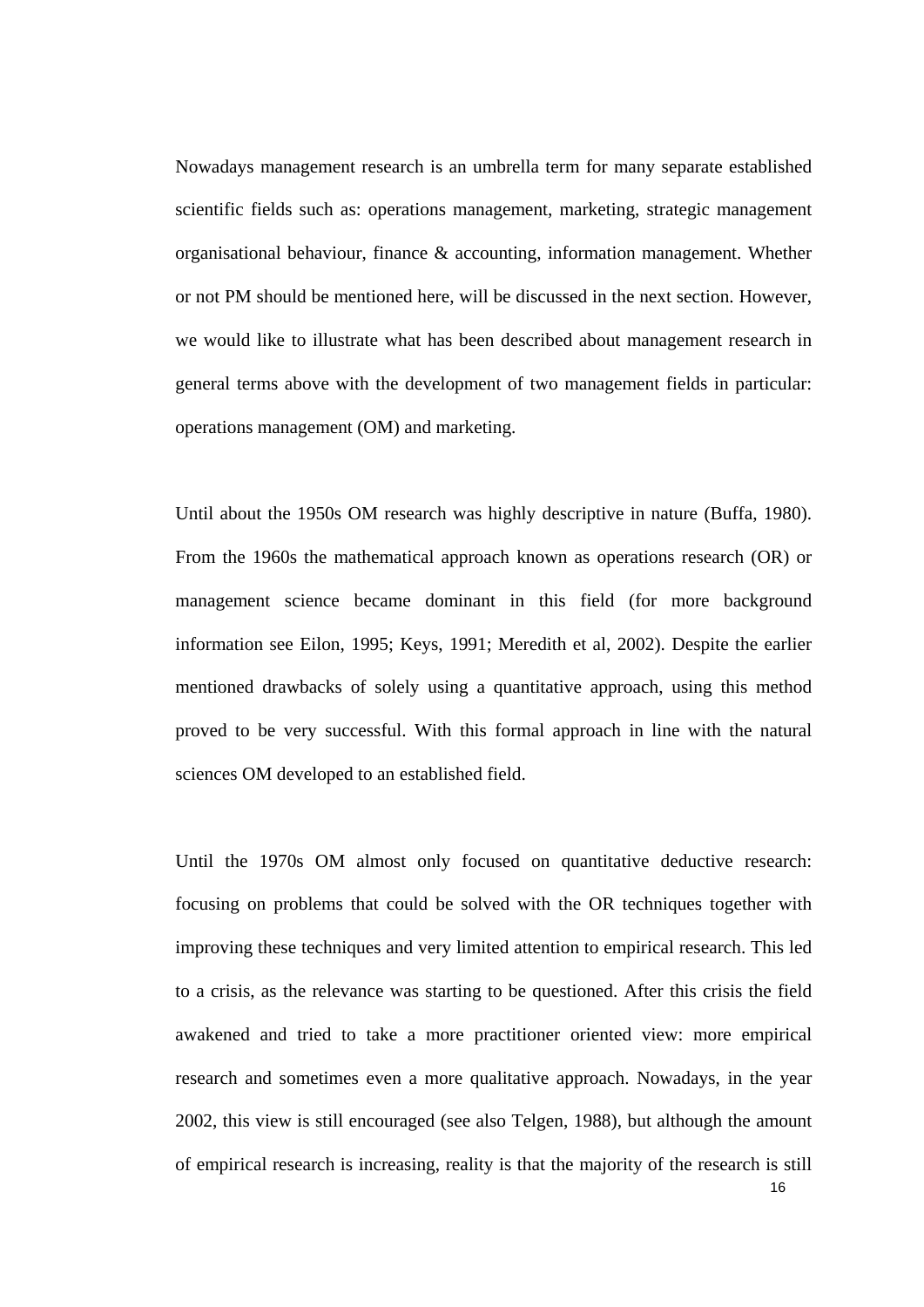Nowadays management research is an umbrella term for many separate established scientific fields such as: operations management, marketing, strategic management organisational behaviour, finance & accounting, information management. Whether or not PM should be mentioned here, will be discussed in the next section. However, we would like to illustrate what has been described about management research in general terms above with the development of two management fields in particular: operations management (OM) and marketing.

Until about the 1950s OM research was highly descriptive in nature (Buffa, 1980). From the 1960s the mathematical approach known as operations research (OR) or management science became dominant in this field (for more background information see Eilon, 1995; Keys, 1991; Meredith et al, 2002). Despite the earlier mentioned drawbacks of solely using a quantitative approach, using this method proved to be very successful. With this formal approach in line with the natural sciences OM developed to an established field.

Until the 1970s OM almost only focused on quantitative deductive research: focusing on problems that could be solved with the OR techniques together with improving these techniques and very limited attention to empirical research. This led to a crisis, as the relevance was starting to be questioned. After this crisis the field awakened and tried to take a more practitioner oriented view: more empirical research and sometimes even a more qualitative approach. Nowadays, in the year 2002, this view is still encouraged (see also Telgen, 1988), but although the amount of empirical research is increasing, reality is that the majority of the research is still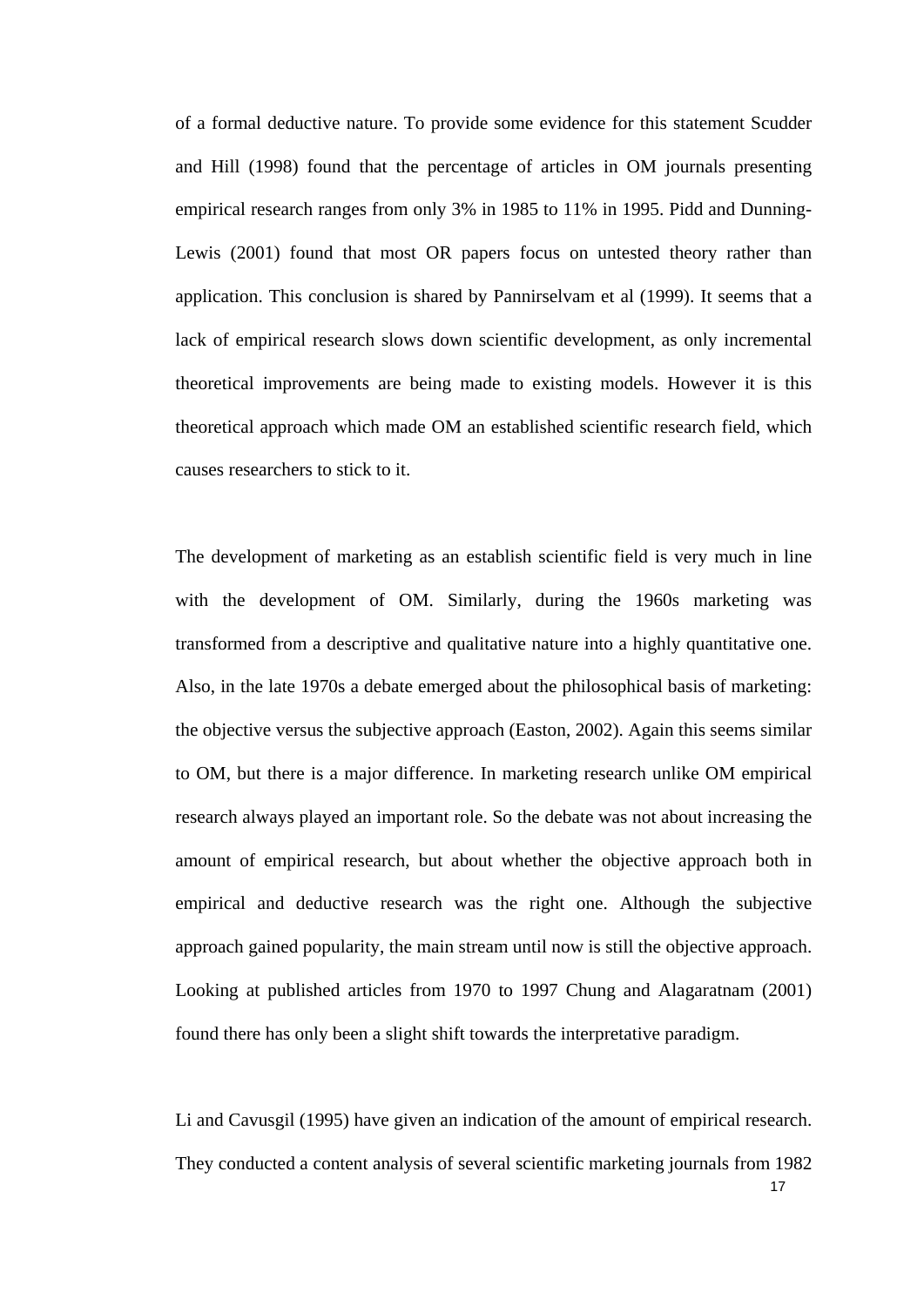of a formal deductive nature. To provide some evidence for this statement Scudder and Hill (1998) found that the percentage of articles in OM journals presenting empirical research ranges from only 3% in 1985 to 11% in 1995. Pidd and Dunning-Lewis (2001) found that most OR papers focus on untested theory rather than application. This conclusion is shared by Pannirselvam et al (1999). It seems that a lack of empirical research slows down scientific development, as only incremental theoretical improvements are being made to existing models. However it is this theoretical approach which made OM an established scientific research field, which causes researchers to stick to it.

The development of marketing as an establish scientific field is very much in line with the development of OM. Similarly, during the 1960s marketing was transformed from a descriptive and qualitative nature into a highly quantitative one. Also, in the late 1970s a debate emerged about the philosophical basis of marketing: the objective versus the subjective approach (Easton, 2002). Again this seems similar to OM, but there is a major difference. In marketing research unlike OM empirical research always played an important role. So the debate was not about increasing the amount of empirical research, but about whether the objective approach both in empirical and deductive research was the right one. Although the subjective approach gained popularity, the main stream until now is still the objective approach. Looking at published articles from 1970 to 1997 Chung and Alagaratnam (2001) found there has only been a slight shift towards the interpretative paradigm.

Li and Cavusgil (1995) have given an indication of the amount of empirical research. They conducted a content analysis of several scientific marketing journals from 1982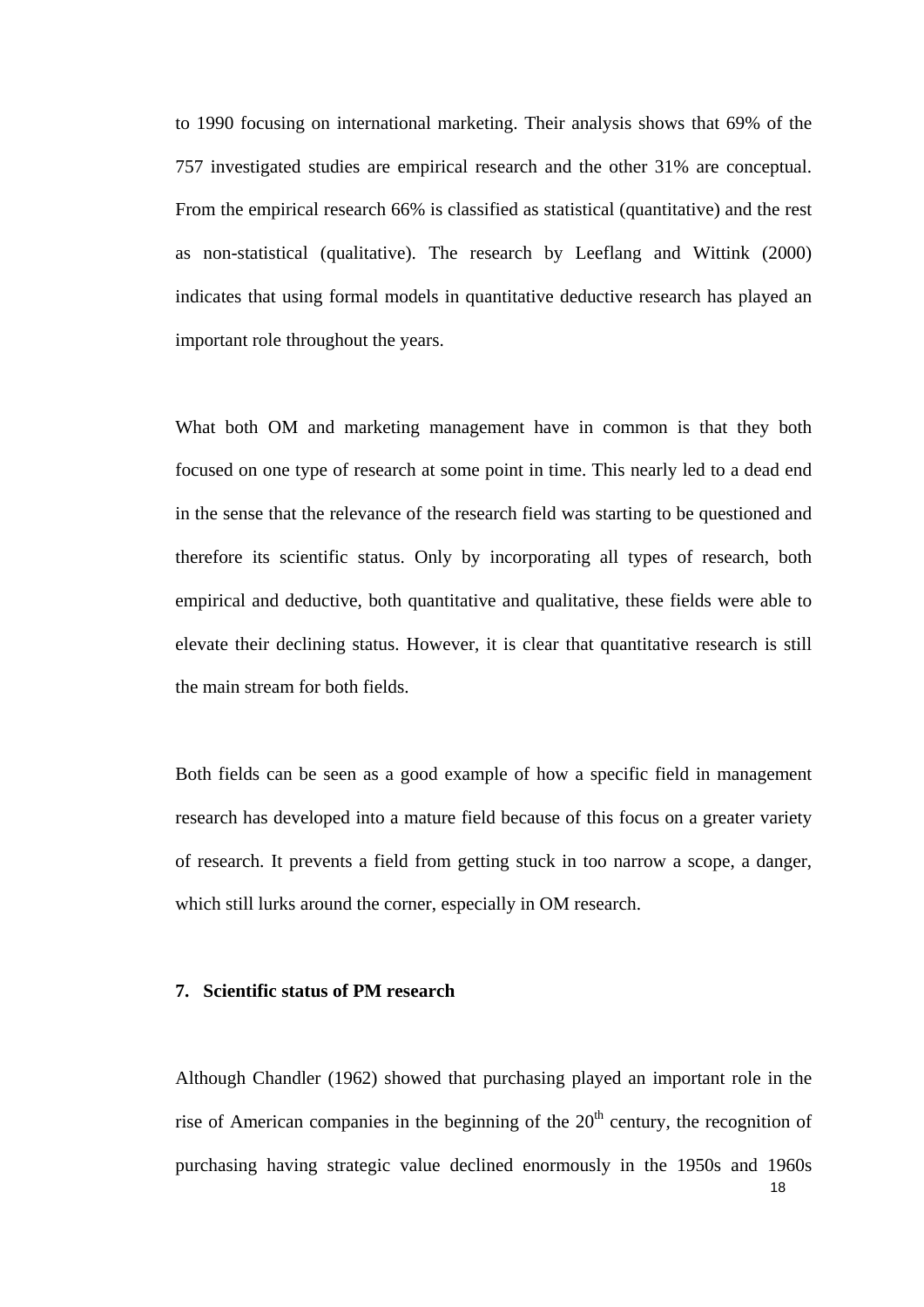to 1990 focusing on international marketing. Their analysis shows that 69% of the 757 investigated studies are empirical research and the other 31% are conceptual. From the empirical research 66% is classified as statistical (quantitative) and the rest as non-statistical (qualitative). The research by Leeflang and Wittink (2000) indicates that using formal models in quantitative deductive research has played an important role throughout the years.

What both OM and marketing management have in common is that they both focused on one type of research at some point in time. This nearly led to a dead end in the sense that the relevance of the research field was starting to be questioned and therefore its scientific status. Only by incorporating all types of research, both empirical and deductive, both quantitative and qualitative, these fields were able to elevate their declining status. However, it is clear that quantitative research is still the main stream for both fields.

Both fields can be seen as a good example of how a specific field in management research has developed into a mature field because of this focus on a greater variety of research. It prevents a field from getting stuck in too narrow a scope, a danger, which still lurks around the corner, especially in OM research.

## 7. Scientific status of PM research

Although Chandler (1962) showed that purchasing played an important role in the rise of American companies in the beginning of the 20th century, the recognition of purchasing having strategic value declined enormously in the 1950s and 1960s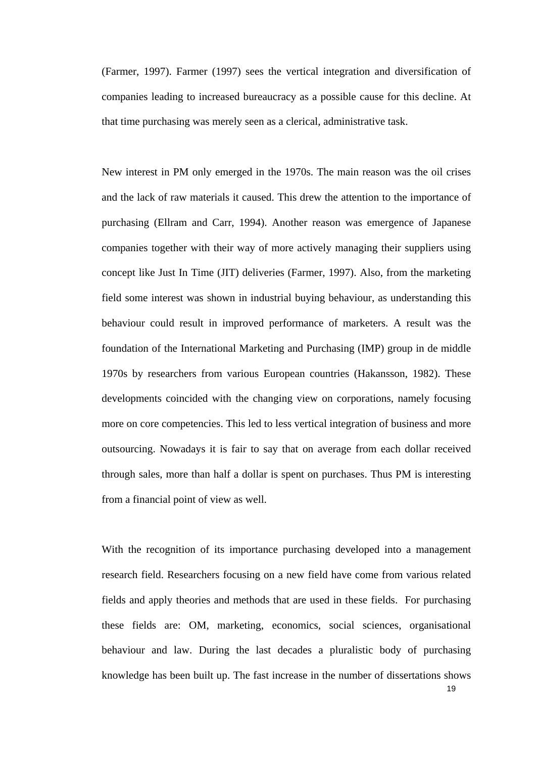(Farmer, 1997). Farmer (1997) sees the vertical integration and diversification of companies leading to increased bureaucracy as a possible cause for this decline. At that time purchasing was merely seen as a clerical, administrative task.

New interest in PM only emerged in the 1970s. The main reason was the oil crises and the lack of raw materials it caused. This drew the attention to the importance of purchasing (Ellram and Carr, 1994). Another reason was emergence of Japanese companies together with their way of more actively managing their suppliers using concept like Just In Time (JIT) deliveries (Farmer, 1997). Also, from the marketing field some interest was shown in industrial buying behaviour, as understanding this behaviour could result in improved performance of marketers. A result was the foundation of the International Marketing and Purchasing (IMP) group in de middle 1970s by researchers from various European countries (Hakansson, 1982). These developments coincided with the changing view on corporations, namely focusing more on core competencies. This led to less vertical integration of business and more outsourcing. Nowadays it is fair to say that on average from each dollar received through sales, more than half a dollar is spent on purchases. Thus PM is interesting from a financial point of view as well.

With the recognition of its importance purchasing developed into a management research field. Researchers focusing on a new field have come from various related fields and apply theories and methods that are used in these fields. For purchasing these fields are: OM, marketing, economics, social sciences, organisational behaviour and law. During the last decades a pluralistic body of purchasing knowledge has been built up. The fast increase in the number of dissertations shows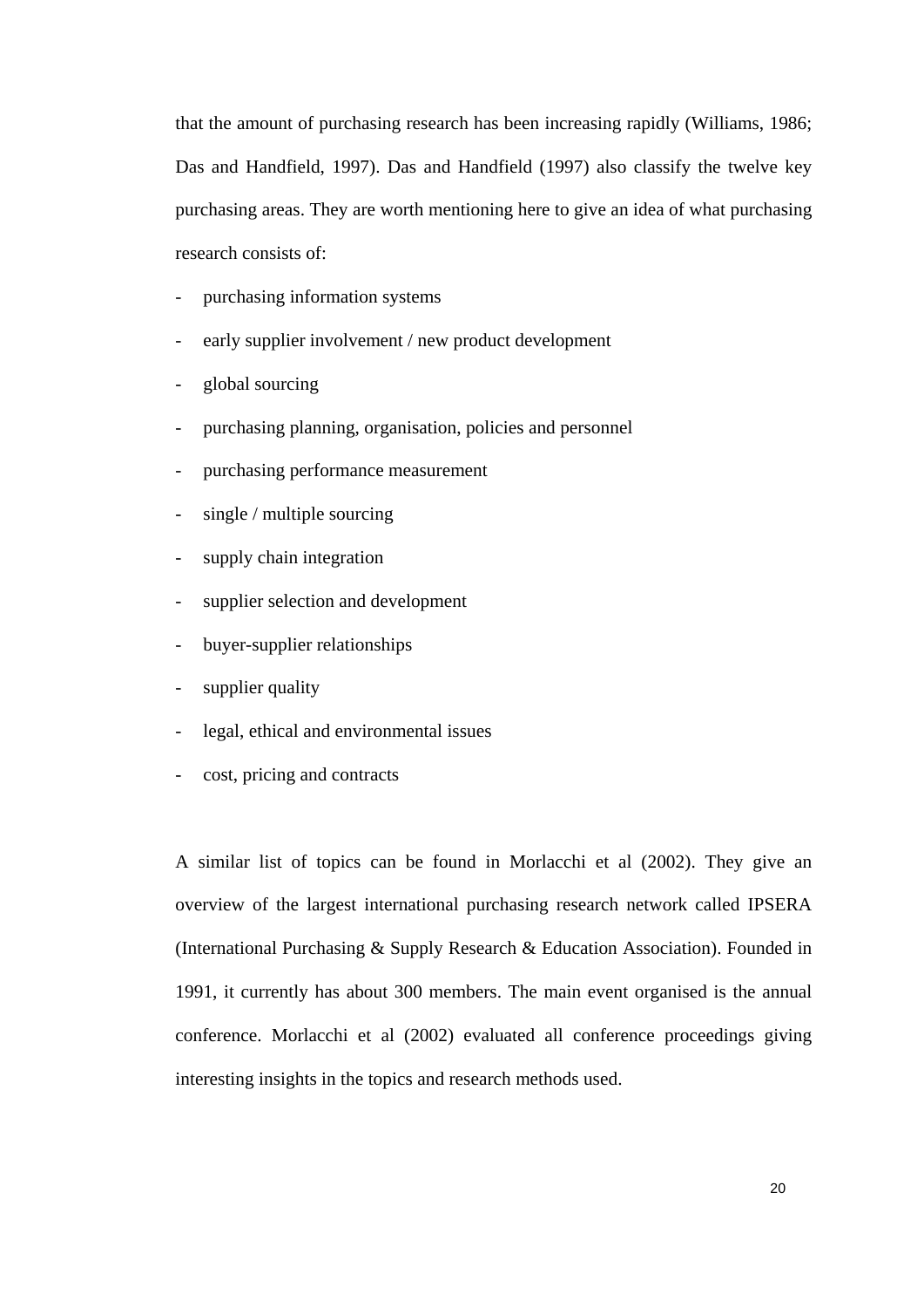that the amount of purchasing research has been increasing rapidly (Williams, 1986; Das and Handfield, 1997). Das and Handfield (1997) also classify the twelve key purchasing areas. They are worth mentioning here to give an idea of what purchasing research consists of:

- purchasing information systems
- early supplier involvement / new product development
- global sourcing
- purchasing planning, organisation, policies and personnel
- purchasing performance measurement
- single / multiple sourcing
- supply chain integration
- supplier selection and development
- buyer-supplier relationships
- supplier quality
- legal, ethical and environmental issues
- cost, pricing and contracts

A similar list of topics can be found in Morlacchi et al (2002). They give an overview of the largest international purchasing research network called IPSERA (International Purchasing & Supply Research & Education Association). Founded in 1991, it currently has about 300 members. The main event organised is the annual conference. Morlacchi et al (2002) evaluated all conference proceedings giving interesting insights in the topics and research methods used.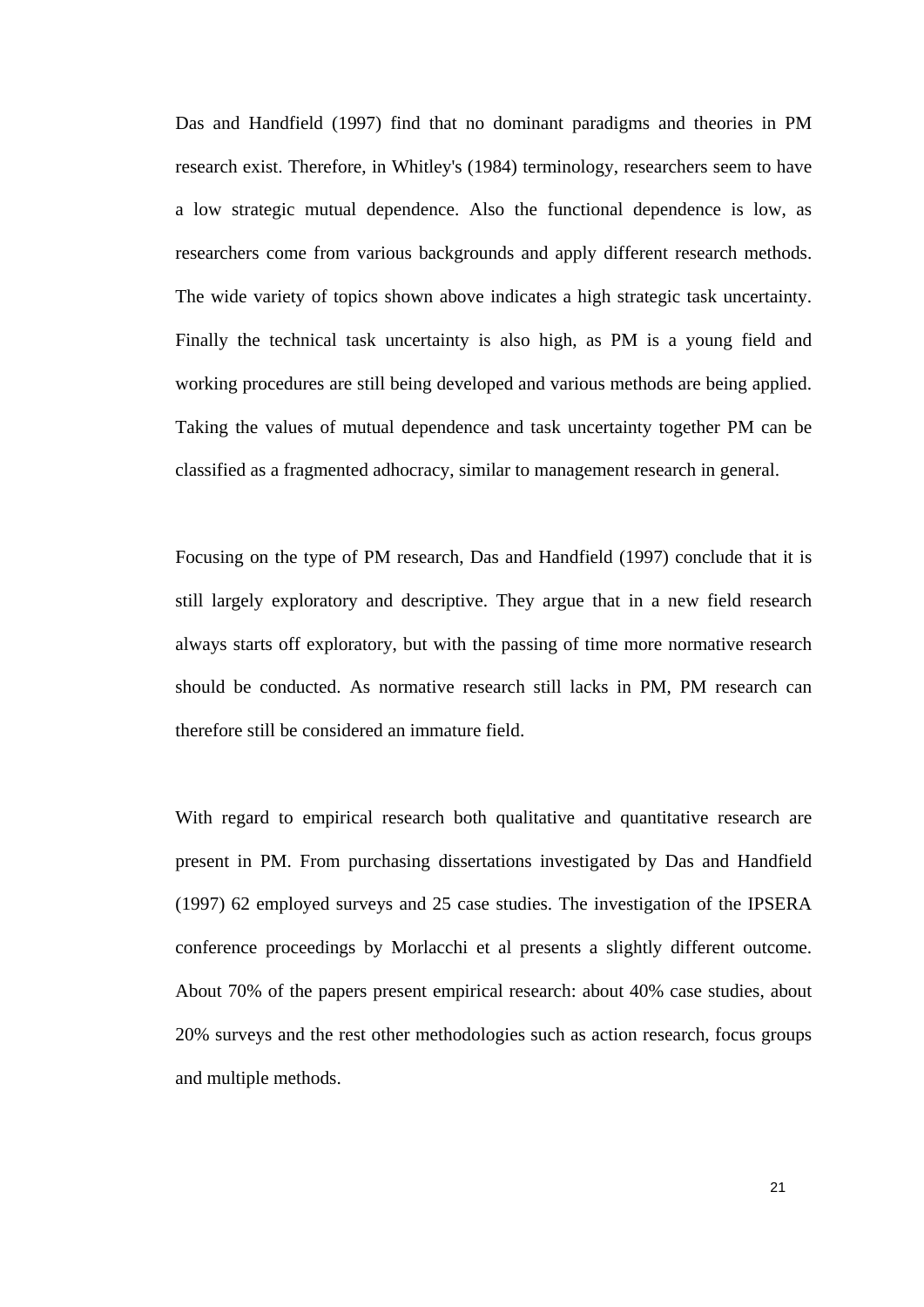Das and Handfield (1997) find that no dominant paradigms and theories in PM research exist. Therefore, in Whitley's (1984) terminology, researchers seem to have a low strategic mutual dependence. Also the functional dependence is low, as researchers come from various backgrounds and apply different research methods. The wide variety of topics shown above indicates a high strategic task uncertainty. Finally the technical task uncertainty is also high, as PM is a young field and working procedures are still being developed and various methods are being applied. Taking the values of mutual dependence and task uncertainty together PM can be classified as a fragmented adhocracy, similar to management research in general.

Focusing on the type of PM research, Das and Handfield (1997) conclude that it is still largely exploratory and descriptive. They argue that in a new field research always starts off exploratory, but with the passing of time more normative research should be conducted. As normative research still lacks in PM, PM research can therefore still be considered an immature field.

With regard to empirical research both qualitative and quantitative research are present in PM. From purchasing dissertations investigated by Das and Handfield (1997) 62 employed surveys and 25 case studies. The investigation of the IPSERA conference proceedings by Morlacchi et al presents a slightly different outcome. About 70% of the papers present empirical research: about 40% case studies, about 20% surveys and the rest other methodologies such as action research, focus groups and multiple methods.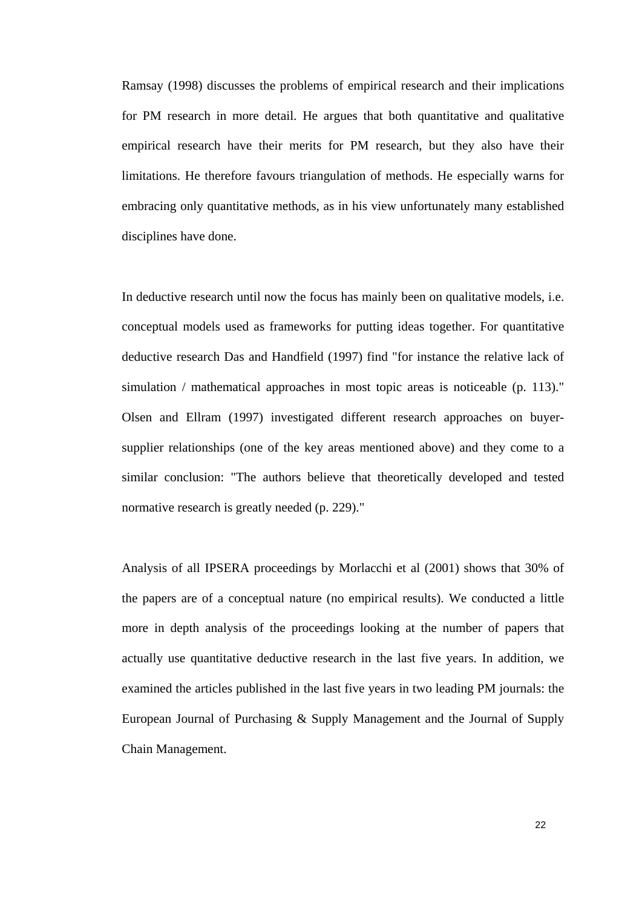Ramsay (1998) discusses the problems of empirical research and their implications for PM research in more detail. He argues that both quantitative and qualitative empirical research have their merits for PM research, but they also have their limitations. He therefore favours triangulation of methods. He especially warns for embracing only quantitative methods, as in his view unfortunately many established disciplines have done.

In deductive research until now the focus has mainly been on qualitative models, i.e. conceptual models used as frameworks for putting ideas together. For quantitative deductive research Das and Handfield (1997) find "for instance the relative lack of simulation / mathematical approaches in most topic areas is noticeable (p. 113)." Olsen and Ellram (1997) investigated different research approaches on buyer-supplier relationships (one of the key areas mentioned above) and they come to a similar conclusion: "The authors believe that theoretically developed and tested normative research is greatly needed (p. 229)."

Analysis of all IPSERA proceedings by Morlacchi et al (2001) shows that 30% of the papers are of a conceptual nature (no empirical results). We conducted a little more in depth analysis of the proceedings looking at the number of papers that actually use quantitative deductive research in the last five years. In addition, we examined the articles published in the last five years in two leading PM journals: the European Journal of Purchasing & Supply Management and the Journal of Supply Chain Management.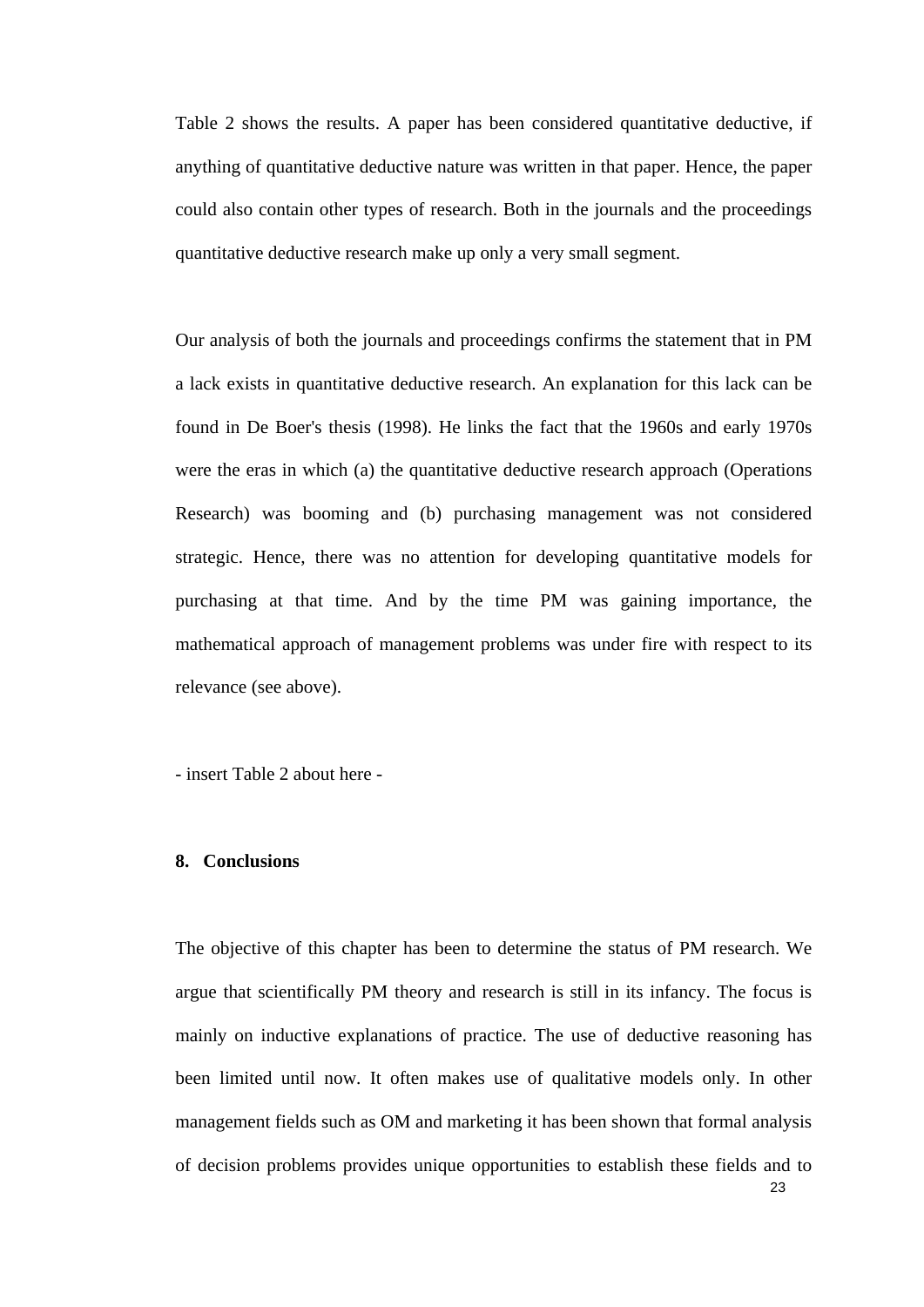Table 2 shows the results. A paper has been considered quantitative deductive, if anything of quantitative deductive nature was written in that paper. Hence, the paper could also contain other types of research. Both in the journals and the proceedings quantitative deductive research make up only a very small segment.

Our analysis of both the journals and proceedings confirms the statement that in PM a lack exists in quantitative deductive research. An explanation for this lack can be found in De Boer's thesis (1998). He links the fact that the 1960s and early 1970s were the eras in which (a) the quantitative deductive research approach (Operations Research) was booming and (b) purchasing management was not considered strategic. Hence, there was no attention for developing quantitative models for purchasing at that time. And by the time PM was gaining importance, the mathematical approach of management problems was under fire with respect to its relevance (see above).

- insert Table 2 about here -

## 8. Conclusions

The objective of this chapter has been to determine the status of PM research. We argue that scientifically PM theory and research is still in its infancy. The focus is mainly on inductive explanations of practice. The use of deductive reasoning has been limited until now. It often makes use of qualitative models only. In other management fields such as OM and marketing it has been shown that formal analysis of decision problems provides unique opportunities to establish these fields and to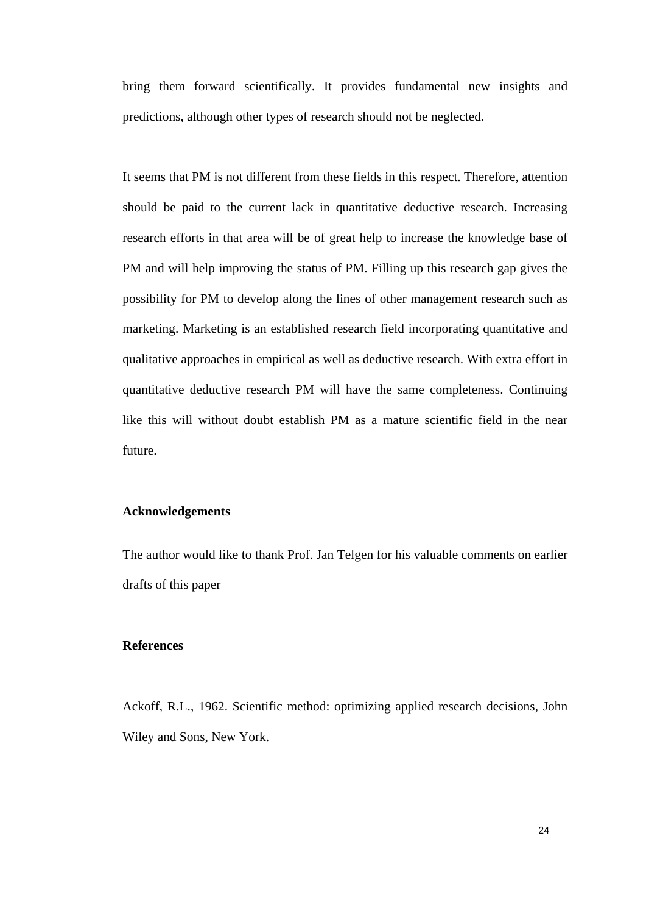bring them forward scientifically. It provides fundamental new insights and predictions, although other types of research should not be neglected.

It seems that PM is not different from these fields in this respect. Therefore, attention should be paid to the current lack in quantitative deductive research. Increasing research efforts in that area will be of great help to increase the knowledge base of PM and will help improving the status of PM. Filling up this research gap gives the possibility for PM to develop along the lines of other management research such as marketing. Marketing is an established research field incorporating quantitative and qualitative approaches in empirical as well as deductive research. With extra effort in quantitative deductive research PM will have the same completeness. Continuing like this will without doubt establish PM as a mature scientific field in the near future.

## Acknowledgements

The author would like to thank Prof. Jan Telgen for his valuable comments on earlier drafts of this paper

## References

Ackoff, R.L., 1962. Scientific method: optimizing applied research decisions, John Wiley and Sons, New York.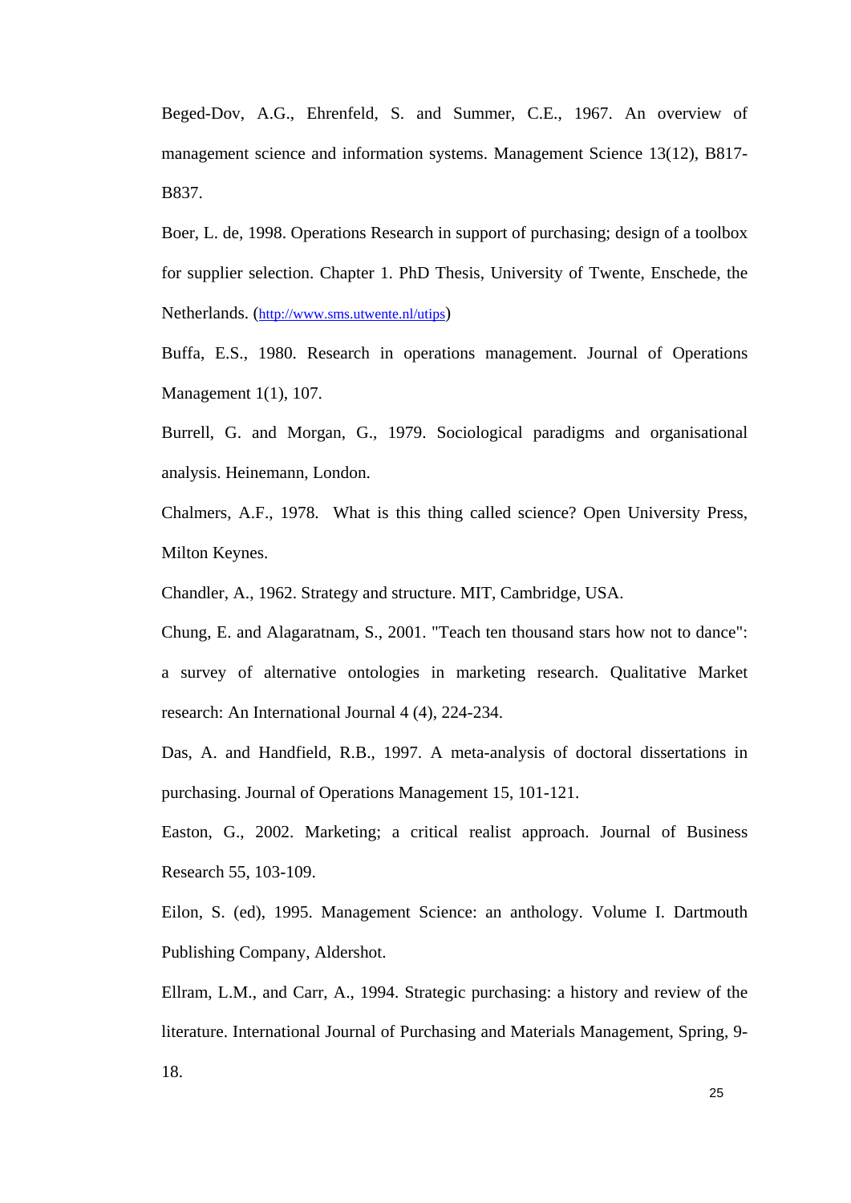Beged-Dov, A.G., Ehrenfeld, S. and Summer, C.E., 1967. An overview of management science and information systems. Management Science 13(12), B817-B837.

Boer, L. de, 1998. Operations Research in support of purchasing; design of a toolbox for supplier selection. Chapter 1. PhD Thesis, University of Twente, Enschede, the Netherlands. (http://www.sms.utwente.nl/utips)

Buffa, E.S., 1980. Research in operations management. Journal of Operations Management 1(1), 107.

Burrell, G. and Morgan, G., 1979. Sociological paradigms and organisational analysis. Heinemann, London.

Chalmers, A.F., 1978. What is this thing called science? Open University Press, Milton Keynes.

Chandler, A., 1962. Strategy and structure. MIT, Cambridge, USA.

Chung, E. and Alagaratnam, S., 2001. "Teach ten thousand stars how not to dance": a survey of alternative ontologies in marketing research. Qualitative Market research: An International Journal 4 (4), 224-234.

Das, A. and Handfield, R.B., 1997. A meta-analysis of doctoral dissertations in purchasing. Journal of Operations Management 15, 101-121.

Easton, G., 2002. Marketing; a critical realist approach. Journal of Business Research 55, 103-109.

Eilon, S. (ed), 1995. Management Science: an anthology. Volume I. Dartmouth Publishing Company, Aldershot.

Ellram, L.M., and Carr, A., 1994. Strategic purchasing: a history and review of the literature. International Journal of Purchasing and Materials Management, Spring, 9-18.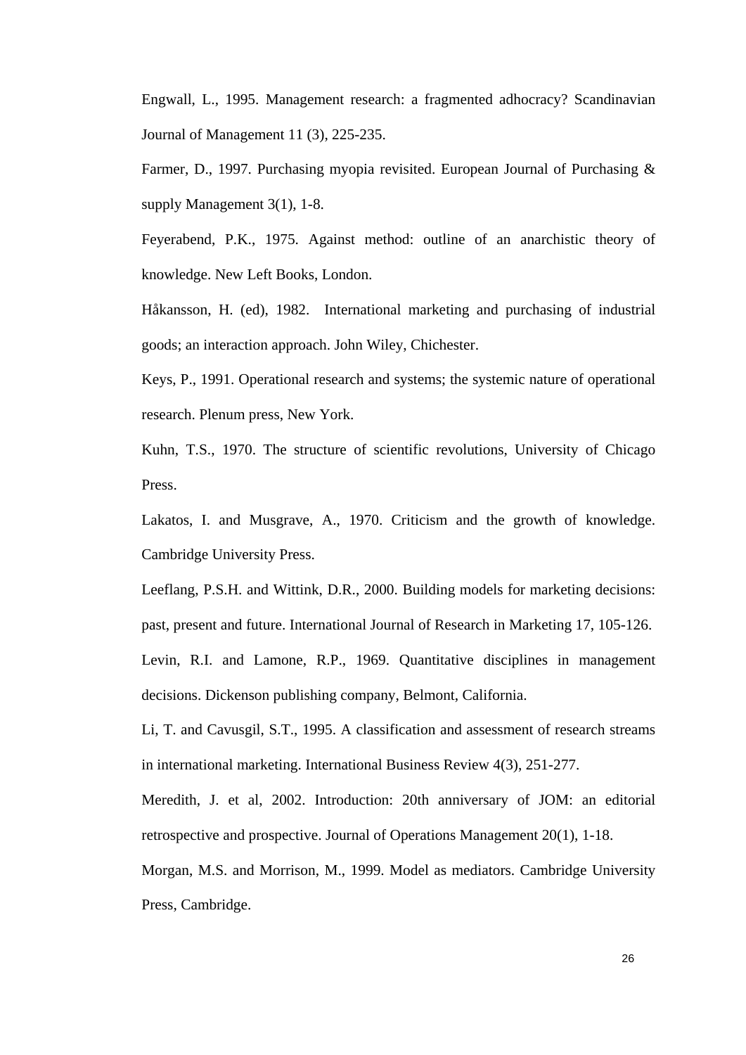Engwall, L., 1995. Management research: a fragmented adhocracy? Scandinavian Journal of Management 11 (3), 225-235.

Farmer, D., 1997. Purchasing myopia revisited. European Journal of Purchasing & supply Management 3(1), 1-8.

Feyerabend, P.K., 1975. Against method: outline of an anarchistic theory of knowledge. New Left Books, London.

Håkansson, H. (ed), 1982. International marketing and purchasing of industrial goods; an interaction approach. John Wiley, Chichester.

Keys, P., 1991. Operational research and systems; the systemic nature of operational research. Plenum press, New York.

Kuhn, T.S., 1970. The structure of scientific revolutions, University of Chicago Press.

Lakatos, I. and Musgrave, A., 1970. Criticism and the growth of knowledge. Cambridge University Press.

Leeflang, P.S.H. and Wittink, D.R., 2000. Building models for marketing decisions: past, present and future. International Journal of Research in Marketing 17, 105-126.

Levin, R.I. and Lamone, R.P., 1969. Quantitative disciplines in management decisions. Dickenson publishing company, Belmont, California.

Li, T. and Cavusgil, S.T., 1995. A classification and assessment of research streams in international marketing. International Business Review 4(3), 251-277.

Meredith, J. et al, 2002. Introduction: 20th anniversary of JOM: an editorial retrospective and prospective. Journal of Operations Management 20(1), 1-18.

Morgan, M.S. and Morrison, M., 1999. Model as mediators. Cambridge University Press, Cambridge.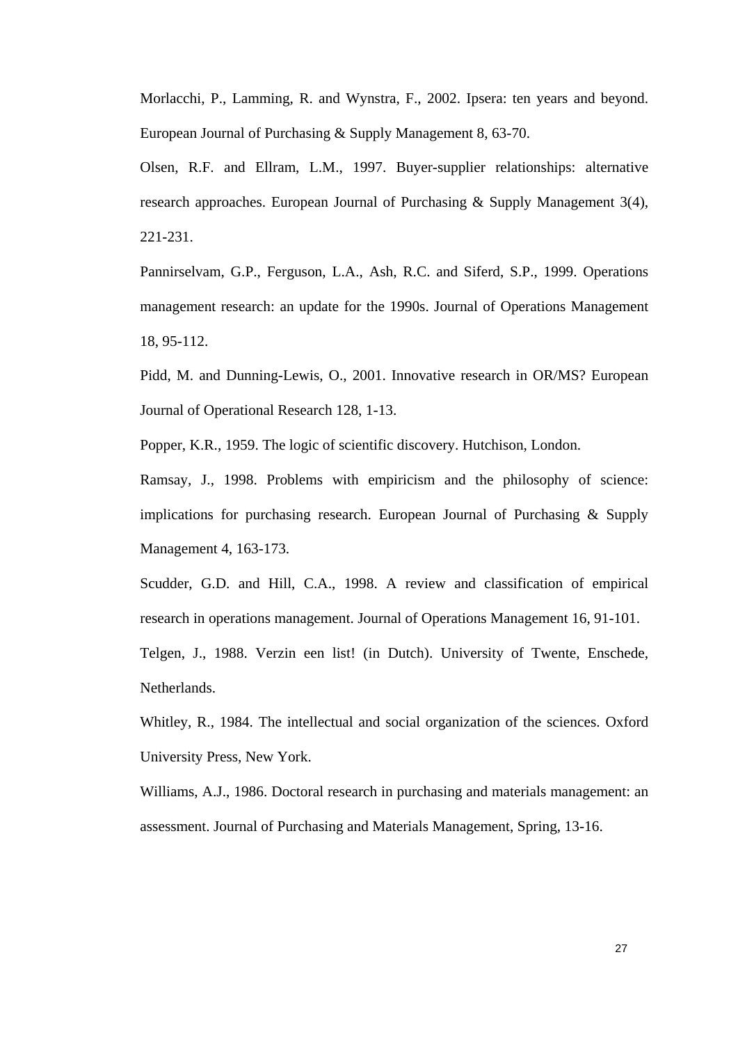Morlacchi, P., Lamming, R. and Wynstra, F., 2002. Ipsera: ten years and beyond. European Journal of Purchasing & Supply Management 8, 63-70.

Olsen, R.F. and Ellram, L.M., 1997. Buyer-supplier relationships: alternative research approaches. European Journal of Purchasing & Supply Management 3(4), 221-231.

Pannirselvam, G.P., Ferguson, L.A., Ash, R.C. and Siferd, S.P., 1999. Operations management research: an update for the 1990s. Journal of Operations Management 18, 95-112.

Pidd, M. and Dunning-Lewis, O., 2001. Innovative research in OR/MS? European Journal of Operational Research 128, 1-13.

Popper, K.R., 1959. The logic of scientific discovery. Hutchison, London.

Ramsay, J., 1998. Problems with empiricism and the philosophy of science: implications for purchasing research. European Journal of Purchasing & Supply Management 4, 163-173.

Scudder, G.D. and Hill, C.A., 1998. A review and classification of empirical research in operations management. Journal of Operations Management 16, 91-101.

Telgen, J., 1988. Verzin een list! (in Dutch). University of Twente, Enschede, Netherlands.

Whitley, R., 1984. The intellectual and social organization of the sciences. Oxford University Press, New York.

Williams, A.J., 1986. Doctoral research in purchasing and materials management: an assessment. Journal of Purchasing and Materials Management, Spring, 13-16.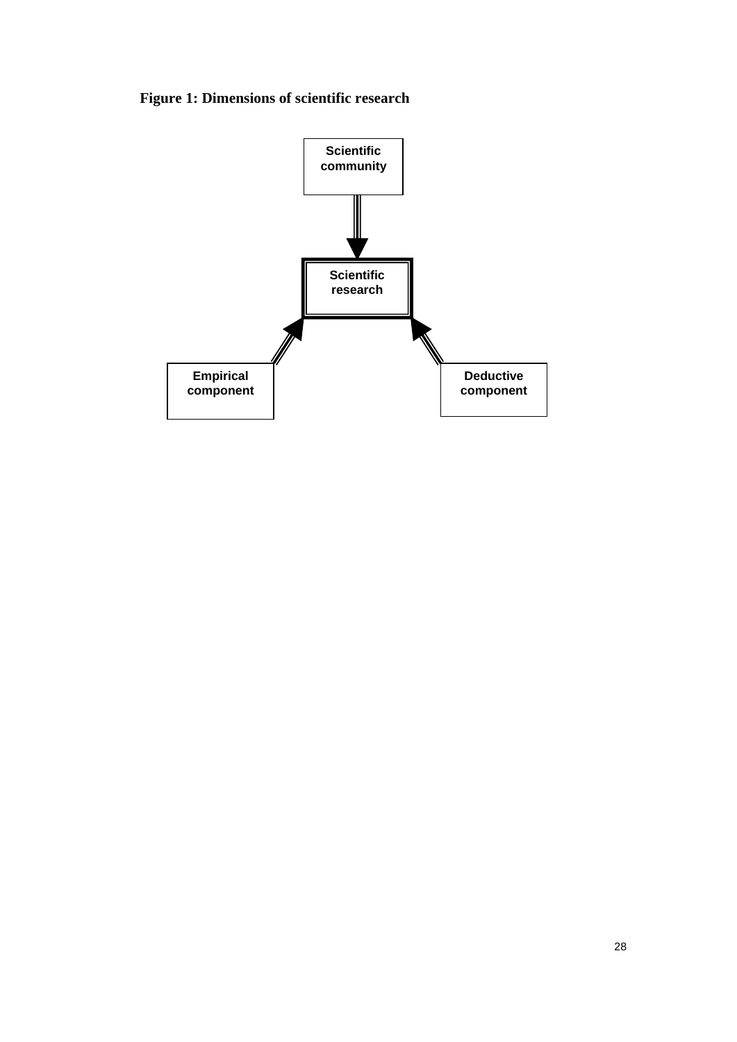**Figure 1: Dimensions of scientific research**

Scientific community

Scientific research

Empirical component

Deductive component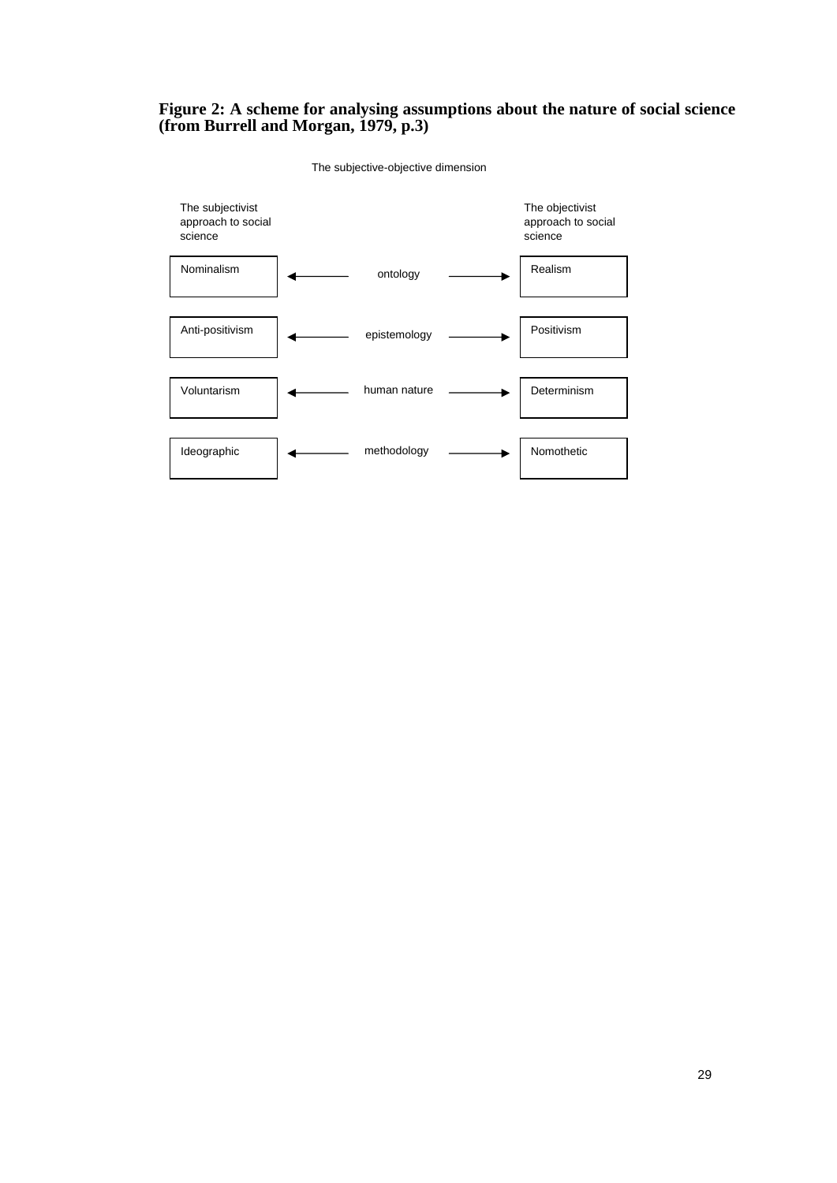**Figure 2: A scheme for analysing assumptions about the nature of social science (from Burrell and Morgan, 1979, p.3)**

The subjective-objective dimension

| The subjectivist approach to social science | | The objectivist approach to social science |
|---|---|---|
| Nominalism | ← ontology → | Realism |
| Anti-positivism | ← epistemology → | Positivism |
| Voluntarism | ← human nature → | Determinism |
| Ideographic | ← methodology → | Nomothetic |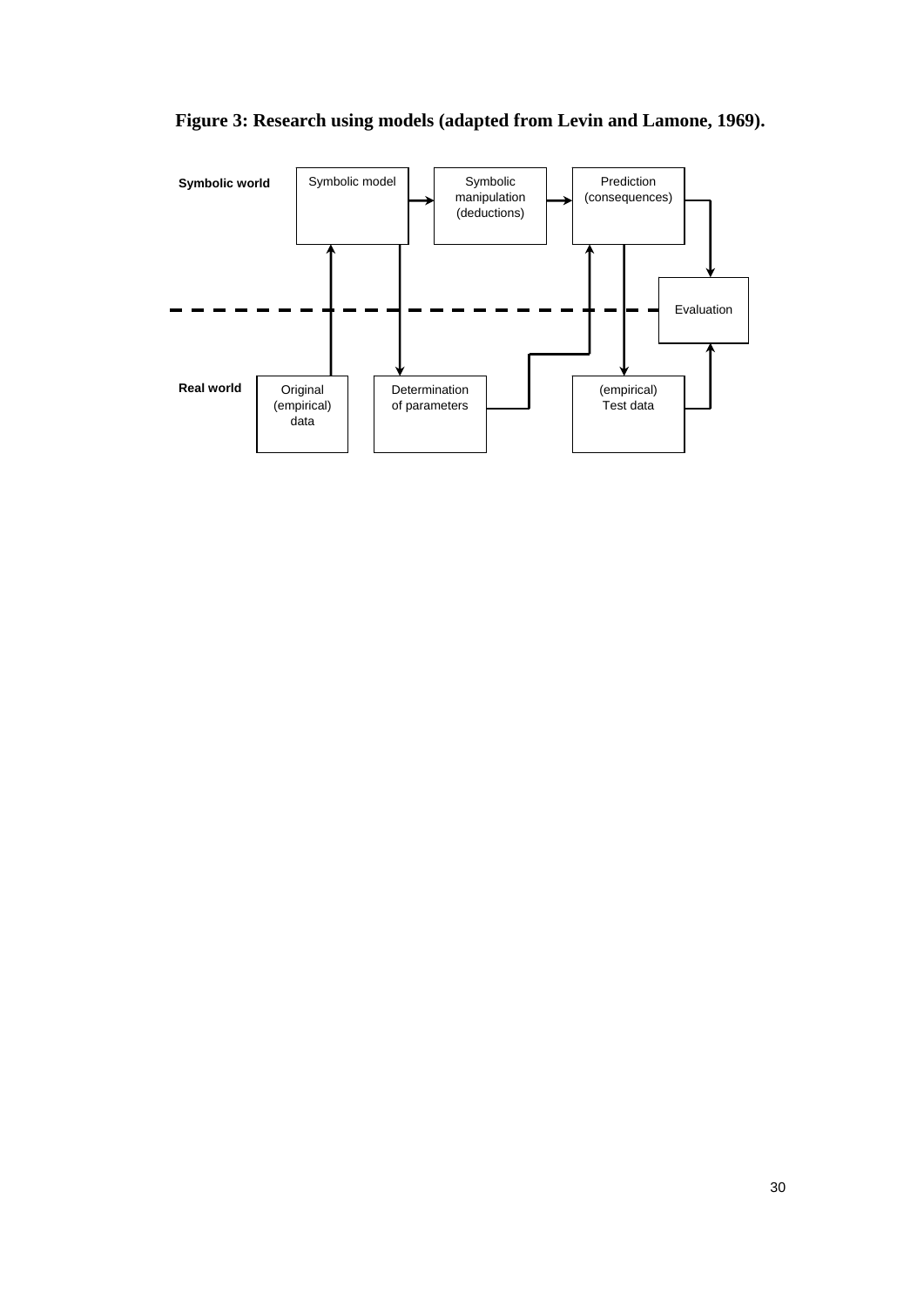**Figure 3: Research using models (adapted from Levin and Lamone, 1969).**

Symbolic world

Symbolic model → Symbolic manipulation (deductions) → Prediction (consequences)

Evaluation

Real world

Original (empirical) data

Determination of parameters

(empirical) Test data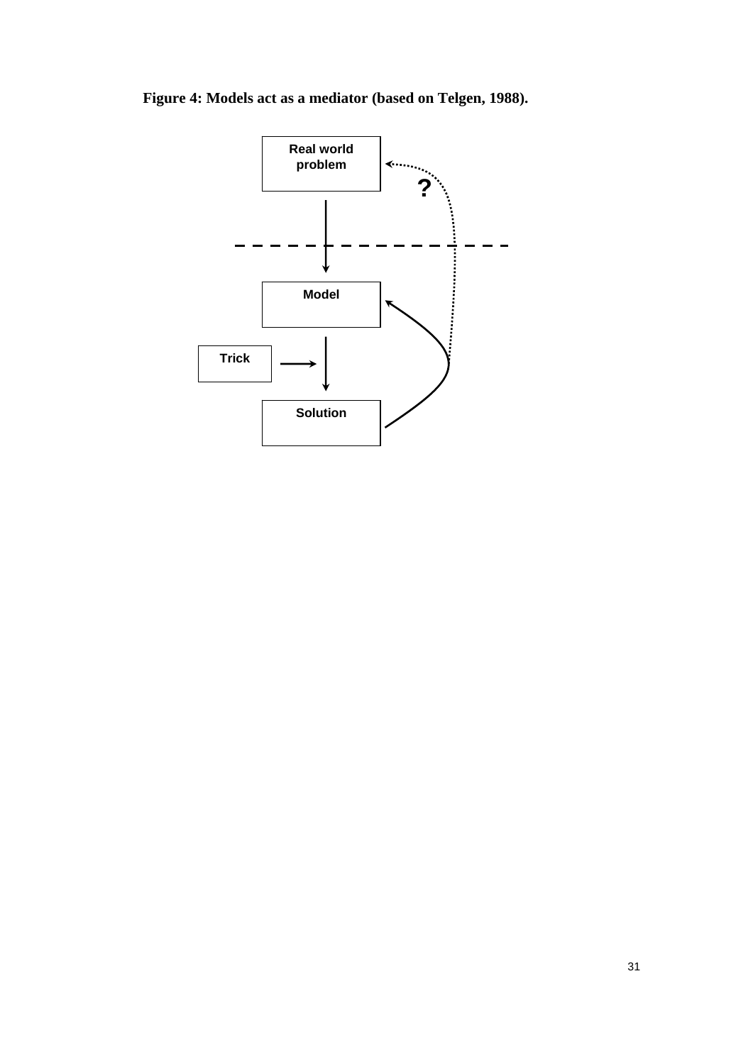**Figure 4: Models act as a mediator (based on Telgen, 1988).**

Real world problem

?

Model

Trick

Solution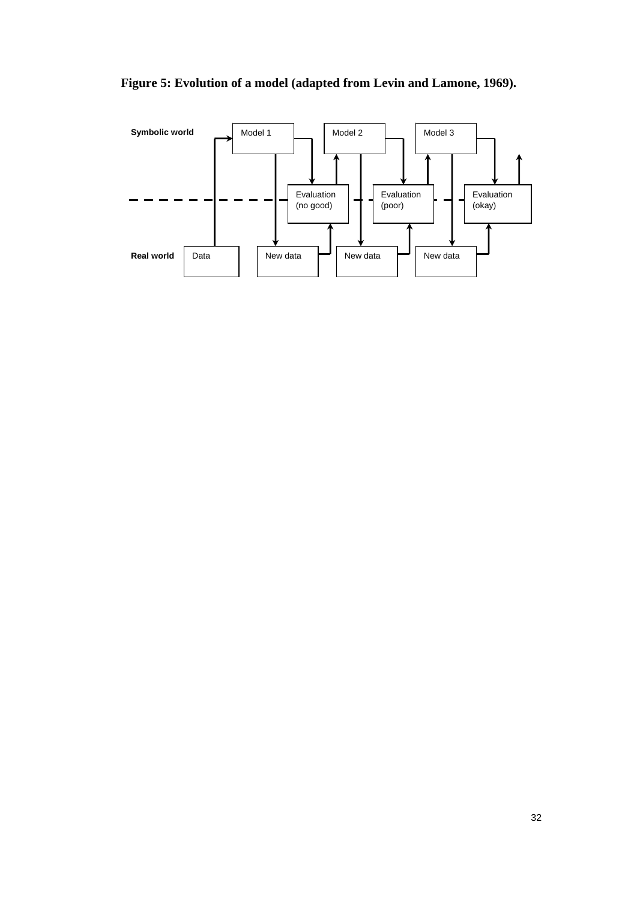**Figure 5: Evolution of a model (adapted from Levin and Lamone, 1969).**

Symbolic world

Model 1

Model 2

Model 3

Evaluation (no good)

Evaluation (poor)

Evaluation (okay)

Real world

Data

New data

New data

New data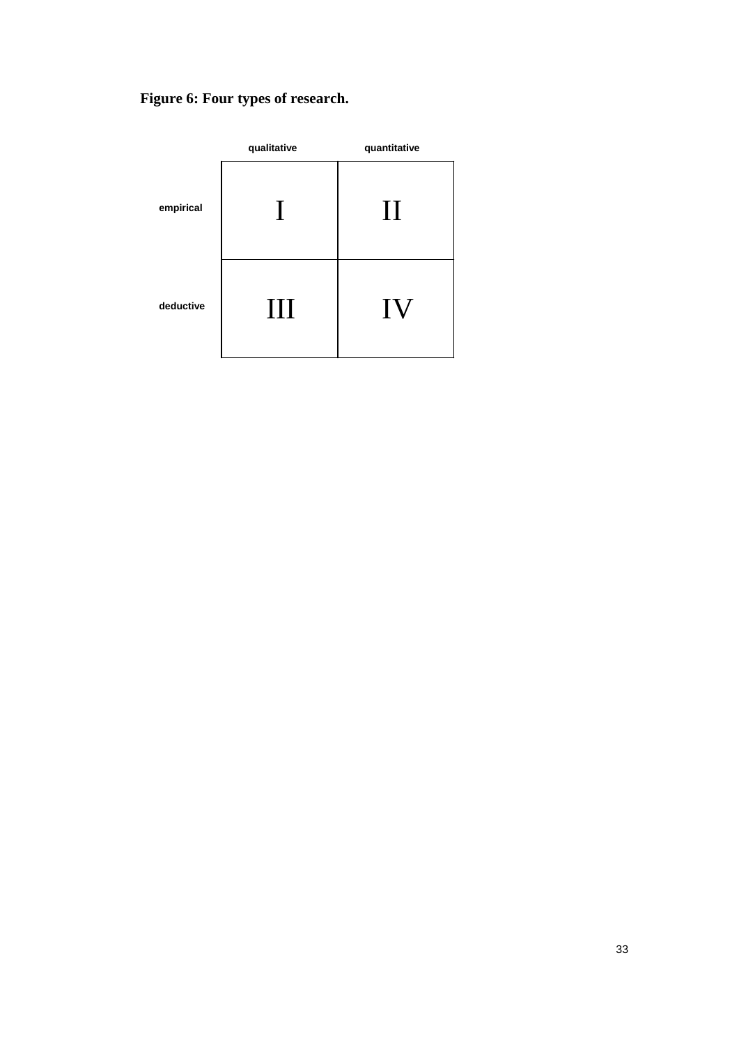**Figure 6: Four types of research.**

| | qualitative | quantitative |
|---|---|---|
| **empirical** | I | II |
| **deductive** | III | IV |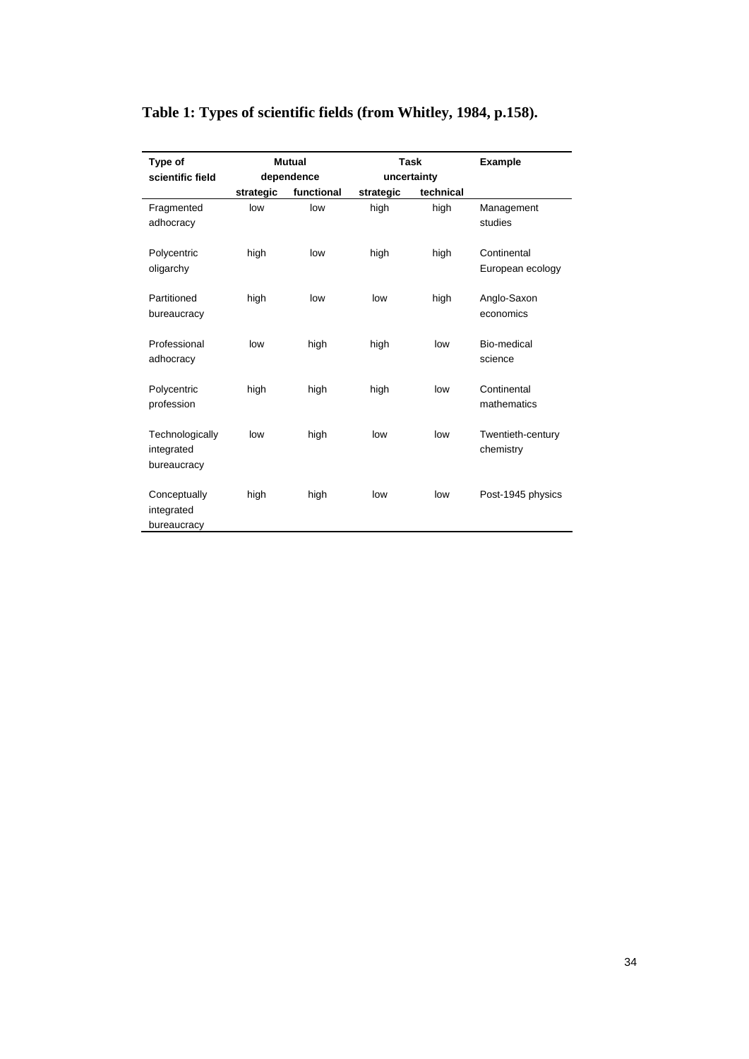**Table 1: Types of scientific fields (from Whitley, 1984, p.158).**

| Type of scientific field | Mutual dependence | | Task uncertainty | | Example |
|---|---|---|---|---|---|
| | strategic | functional | strategic | technical | |
| Fragmented adhocracy | low | low | high | high | Management studies |
| Polycentric oligarchy | high | low | high | high | Continental European ecology |
| Partitioned bureaucracy | high | low | low | high | Anglo-Saxon economics |
| Professional adhocracy | low | high | high | low | Bio-medical science |
| Polycentric profession | high | high | high | low | Continental mathematics |
| Technologically integrated bureaucracy | low | high | low | low | Twentieth-century chemistry |
| Conceptually integrated bureaucracy | high | high | low | low | Post-1945 physics |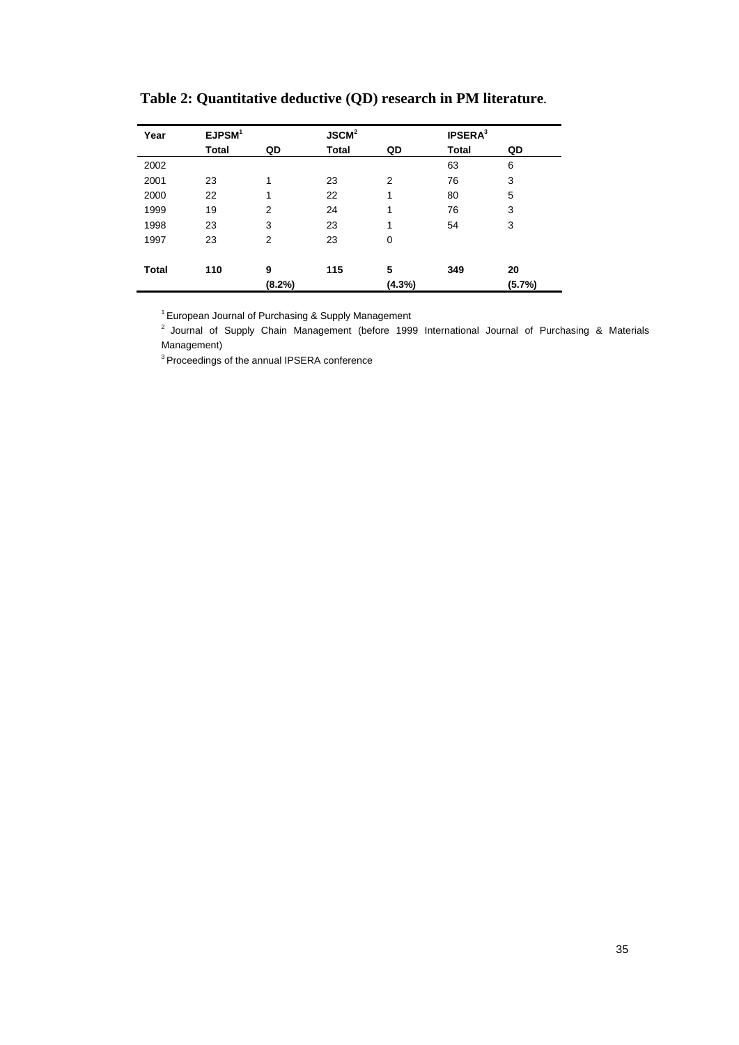**Table 2: Quantitative deductive (QD) research in PM literature.**

| Year | EJPSM[1] | | JSCM[2] | | IPSERA[3] | |
|---|---|---|---|---|---|---|
| | **Total** | **QD** | **Total** | **QD** | **Total** | **QD** |
| 2002 | | | | | 63 | 6 |
| 2001 | 23 | 1 | 23 | 2 | 76 | 3 |
| 2000 | 22 | 1 | 22 | 1 | 80 | 5 |
| 1999 | 19 | 2 | 24 | 1 | 76 | 3 |
| 1998 | 23 | 3 | 23 | 1 | 54 | 3 |
| 1997 | 23 | 2 | 23 | 0 | | |
| **Total** | **110** | **9 (8.2%)** | **115** | **5 (4.3%)** | **349** | **20 (5.7%)** |

[1] European Journal of Purchasing & Supply Management

[2] Journal of Supply Chain Management (before 1999 International Journal of Purchasing & Materials Management)

[3] Proceedings of the annual IPSERA conference